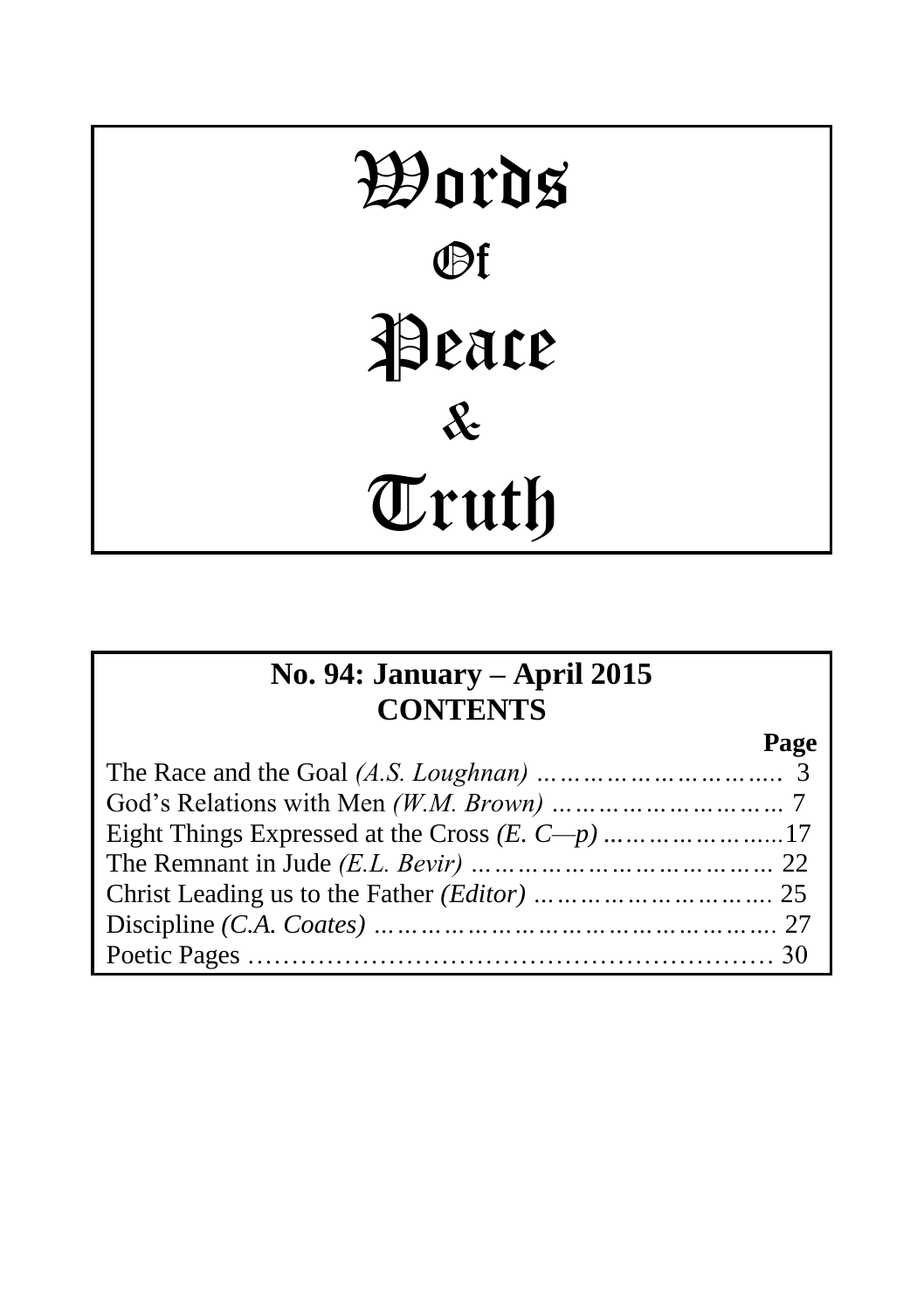# Words Of Peace & Truth

## No. 94: January – April 2015
## CONTENTS

| | Page |
|---|---|
| The Race and the Goal *(A.S. Loughnan)* | 3 |
| God's Relations with Men *(W.M. Brown)* | 7 |
| Eight Things Expressed at the Cross *(E. C—p)* | 17 |
| The Remnant in Jude *(E.L. Bevir)* | 22 |
| Christ Leading us to the Father *(Editor)* | 25 |
| Discipline *(C.A. Coates)* | 27 |
| Poetic Pages | 30 |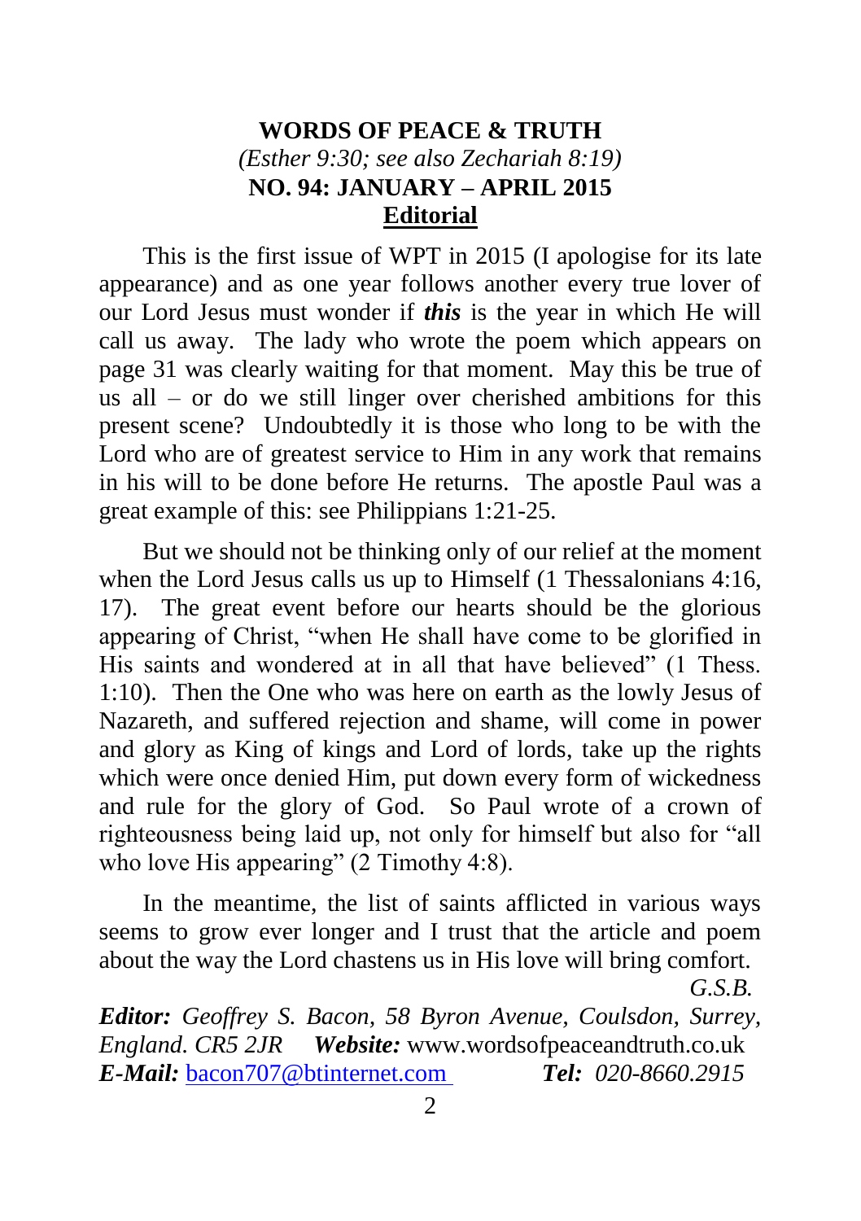# WORDS OF PEACE & TRUTH

*(Esther 9:30; see also Zechariah 8:19)*

**NO. 94: JANUARY – APRIL 2015**

## Editorial

This is the first issue of WPT in 2015 (I apologise for its late appearance) and as one year follows another every true lover of our Lord Jesus must wonder if ***this*** is the year in which He will call us away. The lady who wrote the poem which appears on page 31 was clearly waiting for that moment. May this be true of us all – or do we still linger over cherished ambitions for this present scene? Undoubtedly it is those who long to be with the Lord who are of greatest service to Him in any work that remains in his will to be done before He returns. The apostle Paul was a great example of this: see Philippians 1:21-25.

But we should not be thinking only of our relief at the moment when the Lord Jesus calls us up to Himself (1 Thessalonians 4:16, 17). The great event before our hearts should be the glorious appearing of Christ, "when He shall have come to be glorified in His saints and wondered at in all that have believed" (1 Thess. 1:10). Then the One who was here on earth as the lowly Jesus of Nazareth, and suffered rejection and shame, will come in power and glory as King of kings and Lord of lords, take up the rights which were once denied Him, put down every form of wickedness and rule for the glory of God. So Paul wrote of a crown of righteousness being laid up, not only for himself but also for "all who love His appearing" (2 Timothy 4:8).

In the meantime, the list of saints afflicted in various ways seems to grow ever longer and I trust that the article and poem about the way the Lord chastens us in His love will bring comfort.

*G.S.B.*

***Editor:*** *Geoffrey S. Bacon, 58 Byron Avenue, Coulsdon, Surrey, England. CR5 2JR* ***Website:*** www.wordsofpeaceandtruth.co.uk
***E-Mail:*** bacon707@btinternet.com ***Tel:*** *020-8660.2915*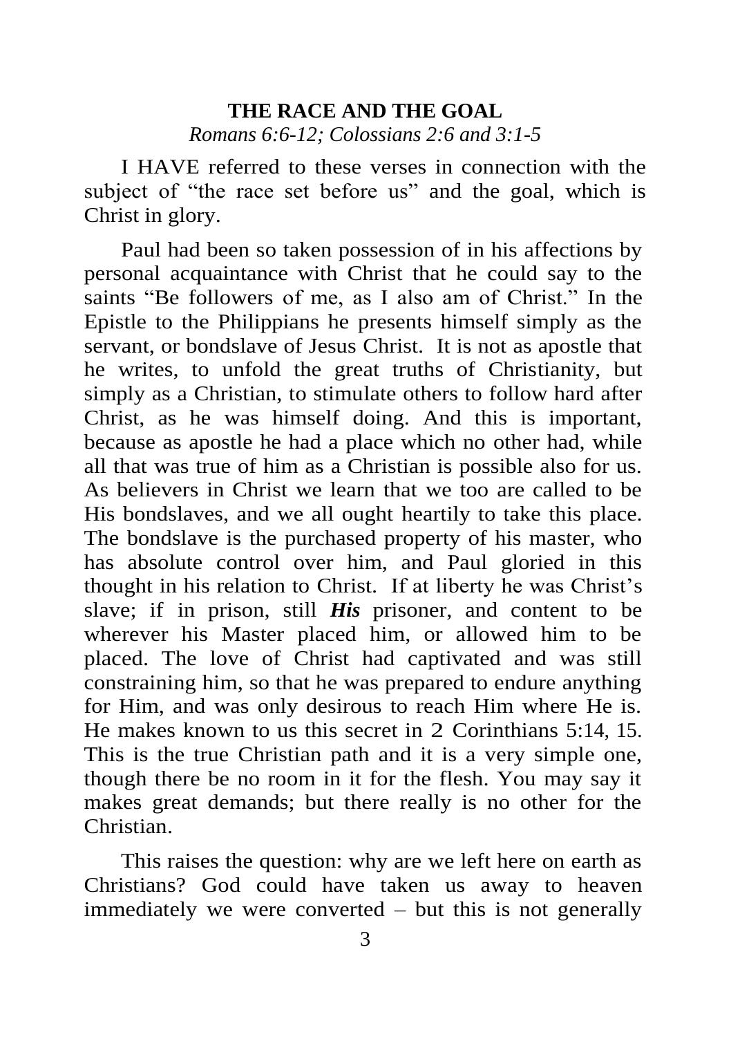# THE RACE AND THE GOAL

*Romans 6:6-12; Colossians 2:6 and 3:1-5*

I HAVE referred to these verses in connection with the subject of "the race set before us" and the goal, which is Christ in glory.

Paul had been so taken possession of in his affections by personal acquaintance with Christ that he could say to the saints "Be followers of me, as I also am of Christ." In the Epistle to the Philippians he presents himself simply as the servant, or bondslave of Jesus Christ. It is not as apostle that he writes, to unfold the great truths of Christianity, but simply as a Christian, to stimulate others to follow hard after Christ, as he was himself doing. And this is important, because as apostle he had a place which no other had, while all that was true of him as a Christian is possible also for us. As believers in Christ we learn that we too are called to be His bondslaves, and we all ought heartily to take this place. The bondslave is the purchased property of his master, who has absolute control over him, and Paul gloried in this thought in his relation to Christ. If at liberty he was Christ's slave; if in prison, still ***His*** prisoner, and content to be wherever his Master placed him, or allowed him to be placed. The love of Christ had captivated and was still constraining him, so that he was prepared to endure anything for Him, and was only desirous to reach Him where He is. He makes known to us this secret in 2 Corinthians 5:14, 15. This is the true Christian path and it is a very simple one, though there be no room in it for the flesh. You may say it makes great demands; but there really is no other for the Christian.

This raises the question: why are we left here on earth as Christians? God could have taken us away to heaven immediately we were converted – but this is not generally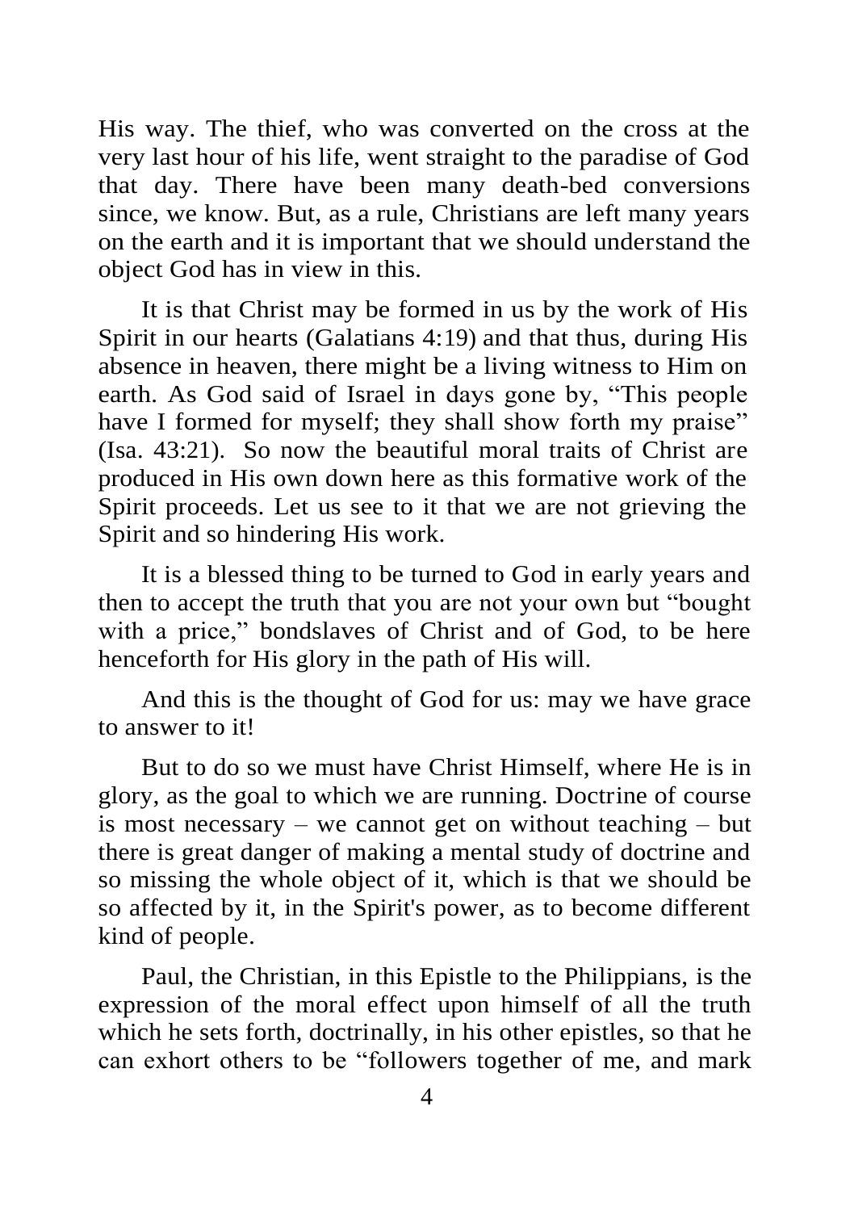His way. The thief, who was converted on the cross at the very last hour of his life, went straight to the paradise of God that day. There have been many death-bed conversions since, we know. But, as a rule, Christians are left many years on the earth and it is important that we should understand the object God has in view in this.

It is that Christ may be formed in us by the work of His Spirit in our hearts (Galatians 4:19) and that thus, during His absence in heaven, there might be a living witness to Him on earth. As God said of Israel in days gone by, "This people have I formed for myself; they shall show forth my praise" (Isa. 43:21). So now the beautiful moral traits of Christ are produced in His own down here as this formative work of the Spirit proceeds. Let us see to it that we are not grieving the Spirit and so hindering His work.

It is a blessed thing to be turned to God in early years and then to accept the truth that you are not your own but "bought with a price," bondslaves of Christ and of God, to be here henceforth for His glory in the path of His will.

And this is the thought of God for us: may we have grace to answer to it!

But to do so we must have Christ Himself, where He is in glory, as the goal to which we are running. Doctrine of course is most necessary – we cannot get on without teaching – but there is great danger of making a mental study of doctrine and so missing the whole object of it, which is that we should be so affected by it, in the Spirit's power, as to become different kind of people.

Paul, the Christian, in this Epistle to the Philippians, is the expression of the moral effect upon himself of all the truth which he sets forth, doctrinally, in his other epistles, so that he can exhort others to be "followers together of me, and mark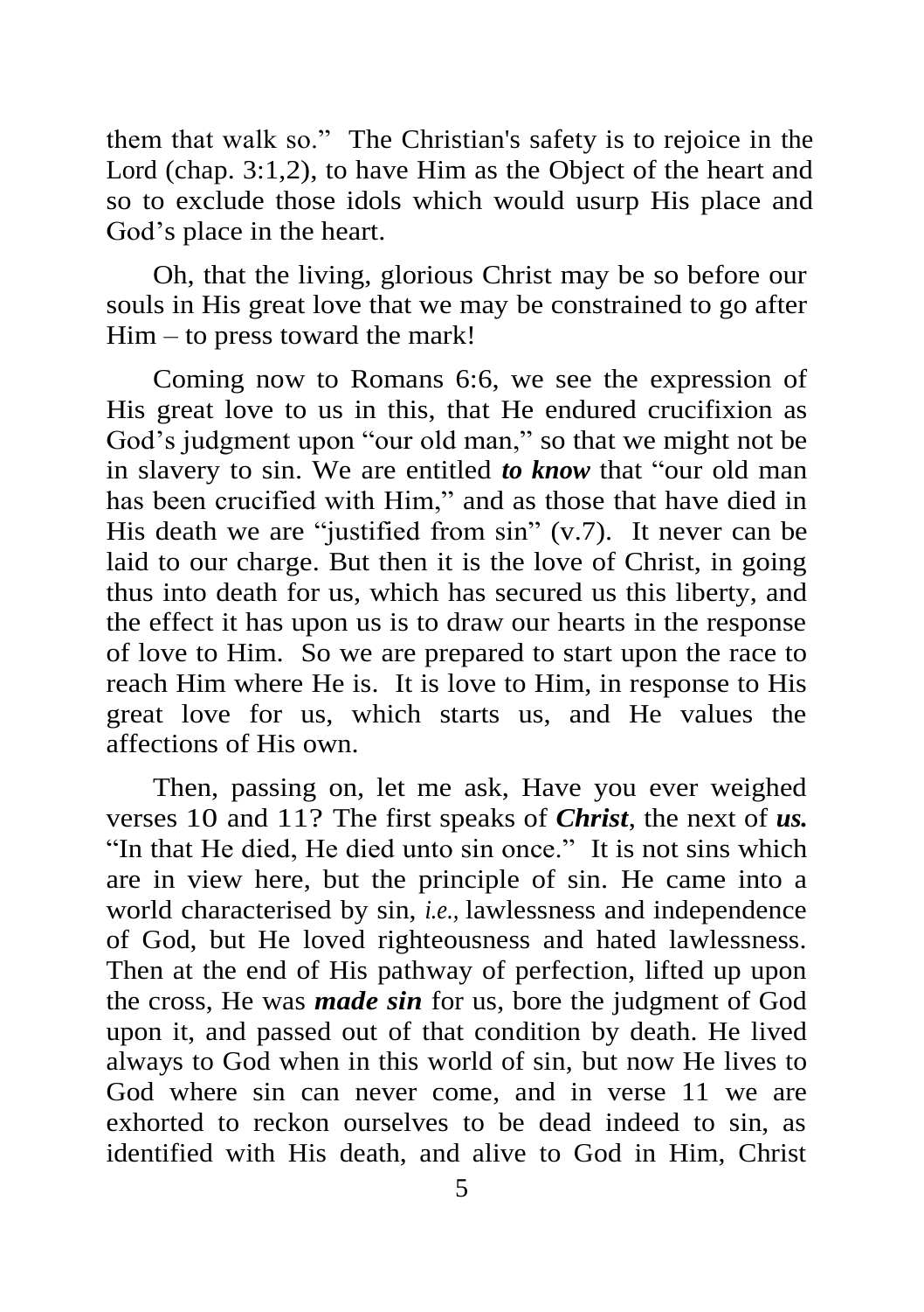them that walk so." The Christian's safety is to rejoice in the Lord (chap. 3:1,2), to have Him as the Object of the heart and so to exclude those idols which would usurp His place and God's place in the heart.

Oh, that the living, glorious Christ may be so before our souls in His great love that we may be constrained to go after Him – to press toward the mark!

Coming now to Romans 6:6, we see the expression of His great love to us in this, that He endured crucifixion as God's judgment upon "our old man," so that we might not be in slavery to sin. We are entitled ***to know*** that "our old man has been crucified with Him," and as those that have died in His death we are "justified from sin" (v.7). It never can be laid to our charge. But then it is the love of Christ, in going thus into death for us, which has secured us this liberty, and the effect it has upon us is to draw our hearts in the response of love to Him. So we are prepared to start upon the race to reach Him where He is. It is love to Him, in response to His great love for us, which starts us, and He values the affections of His own.

Then, passing on, let me ask, Have you ever weighed verses 10 and 11? The first speaks of ***Christ***, the next of ***us.*** "In that He died, He died unto sin once." It is not sins which are in view here, but the principle of sin. He came into a world characterised by sin, *i.e.,* lawlessness and independence of God, but He loved righteousness and hated lawlessness. Then at the end of His pathway of perfection, lifted up upon the cross, He was ***made sin*** for us, bore the judgment of God upon it, and passed out of that condition by death. He lived always to God when in this world of sin, but now He lives to God where sin can never come, and in verse 11 we are exhorted to reckon ourselves to be dead indeed to sin, as identified with His death, and alive to God in Him, Christ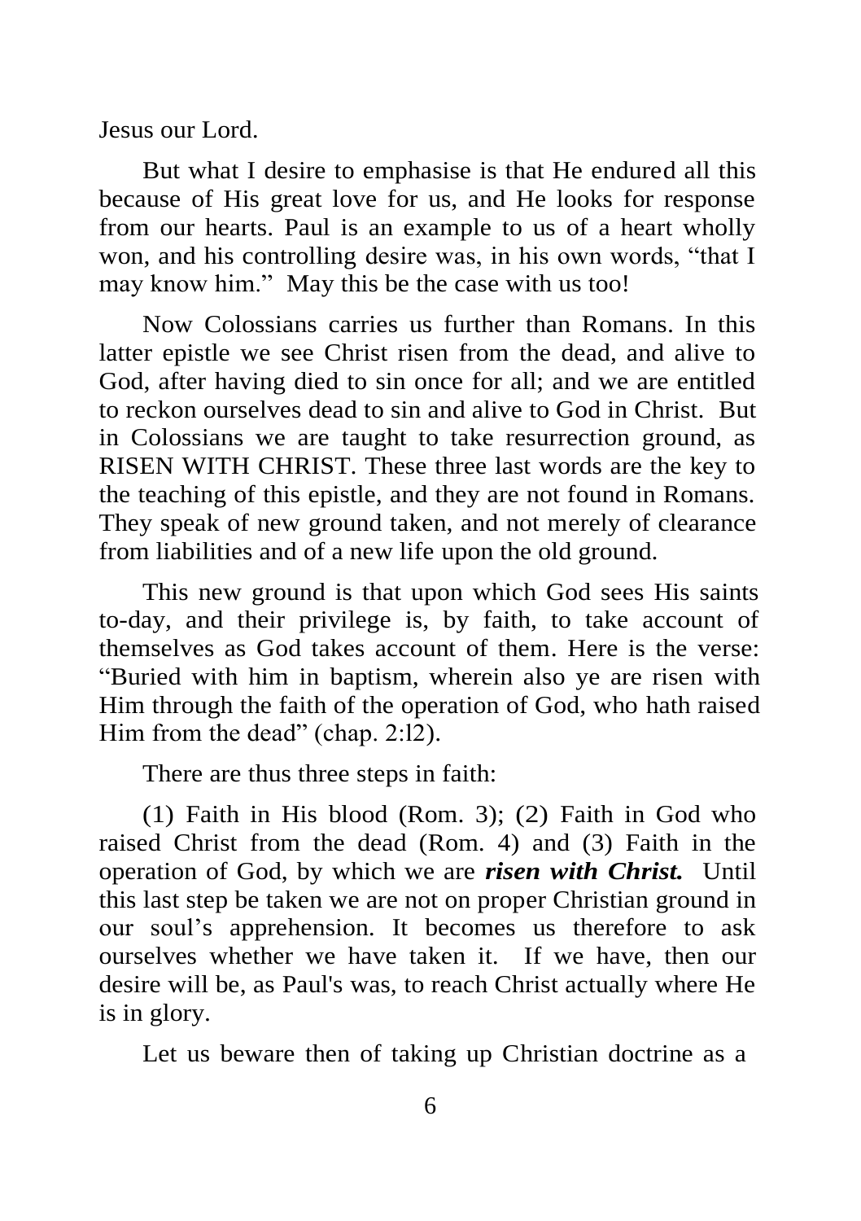Jesus our Lord.

But what I desire to emphasise is that He endured all this because of His great love for us, and He looks for response from our hearts. Paul is an example to us of a heart wholly won, and his controlling desire was, in his own words, "that I may know him." May this be the case with us too!

Now Colossians carries us further than Romans. In this latter epistle we see Christ risen from the dead, and alive to God, after having died to sin once for all; and we are entitled to reckon ourselves dead to sin and alive to God in Christ. But in Colossians we are taught to take resurrection ground, as RISEN WITH CHRIST. These three last words are the key to the teaching of this epistle, and they are not found in Romans. They speak of new ground taken, and not merely of clearance from liabilities and of a new life upon the old ground.

This new ground is that upon which God sees His saints to-day, and their privilege is, by faith, to take account of themselves as God takes account of them. Here is the verse: "Buried with him in baptism, wherein also ye are risen with Him through the faith of the operation of God, who hath raised Him from the dead" (chap. 2:12).

There are thus three steps in faith:

(1) Faith in His blood (Rom. 3); (2) Faith in God who raised Christ from the dead (Rom. 4) and (3) Faith in the operation of God, by which we are ***risen with Christ.*** Until this last step be taken we are not on proper Christian ground in our soul's apprehension. It becomes us therefore to ask ourselves whether we have taken it. If we have, then our desire will be, as Paul's was, to reach Christ actually where He is in glory.

Let us beware then of taking up Christian doctrine as a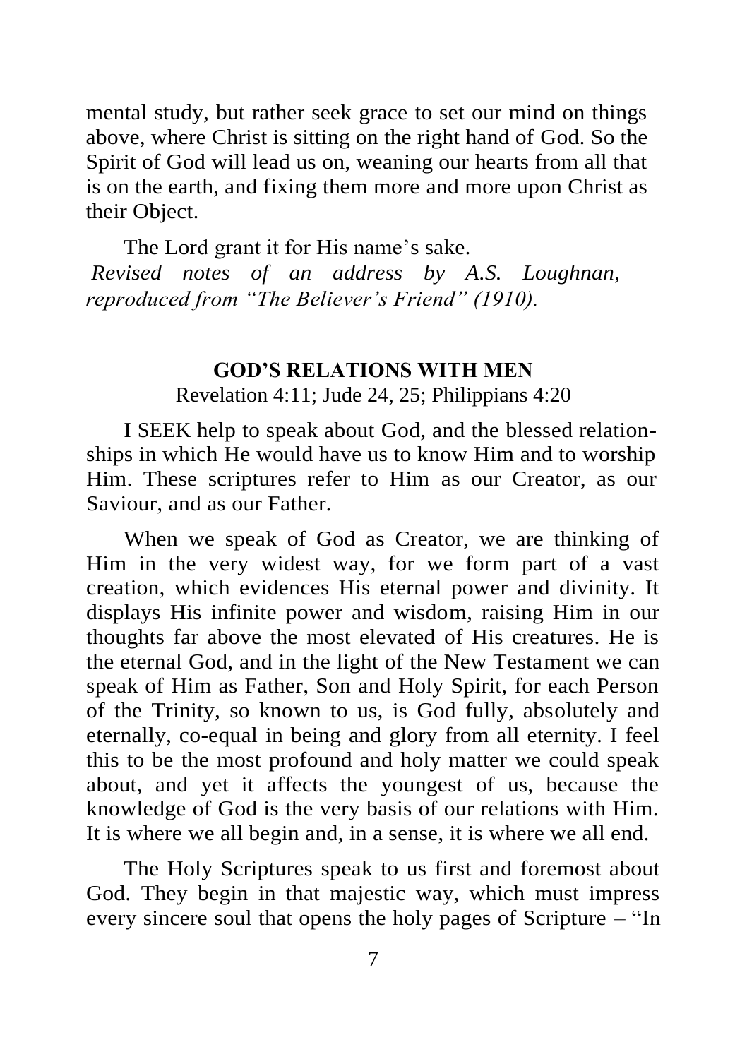mental study, but rather seek grace to set our mind on things above, where Christ is sitting on the right hand of God. So the Spirit of God will lead us on, weaning our hearts from all that is on the earth, and fixing them more and more upon Christ as their Object.

The Lord grant it for His name's sake.

*Revised notes of an address by A.S. Loughnan, reproduced from "The Believer's Friend" (1910).*

## GOD'S RELATIONS WITH MEN

Revelation 4:11; Jude 24, 25; Philippians 4:20

I SEEK help to speak about God, and the blessed relationships in which He would have us to know Him and to worship Him. These scriptures refer to Him as our Creator, as our Saviour, and as our Father.

When we speak of God as Creator, we are thinking of Him in the very widest way, for we form part of a vast creation, which evidences His eternal power and divinity. It displays His infinite power and wisdom, raising Him in our thoughts far above the most elevated of His creatures. He is the eternal God, and in the light of the New Testament we can speak of Him as Father, Son and Holy Spirit, for each Person of the Trinity, so known to us, is God fully, absolutely and eternally, co-equal in being and glory from all eternity. I feel this to be the most profound and holy matter we could speak about, and yet it affects the youngest of us, because the knowledge of God is the very basis of our relations with Him. It is where we all begin and, in a sense, it is where we all end.

The Holy Scriptures speak to us first and foremost about God. They begin in that majestic way, which must impress every sincere soul that opens the holy pages of Scripture – "In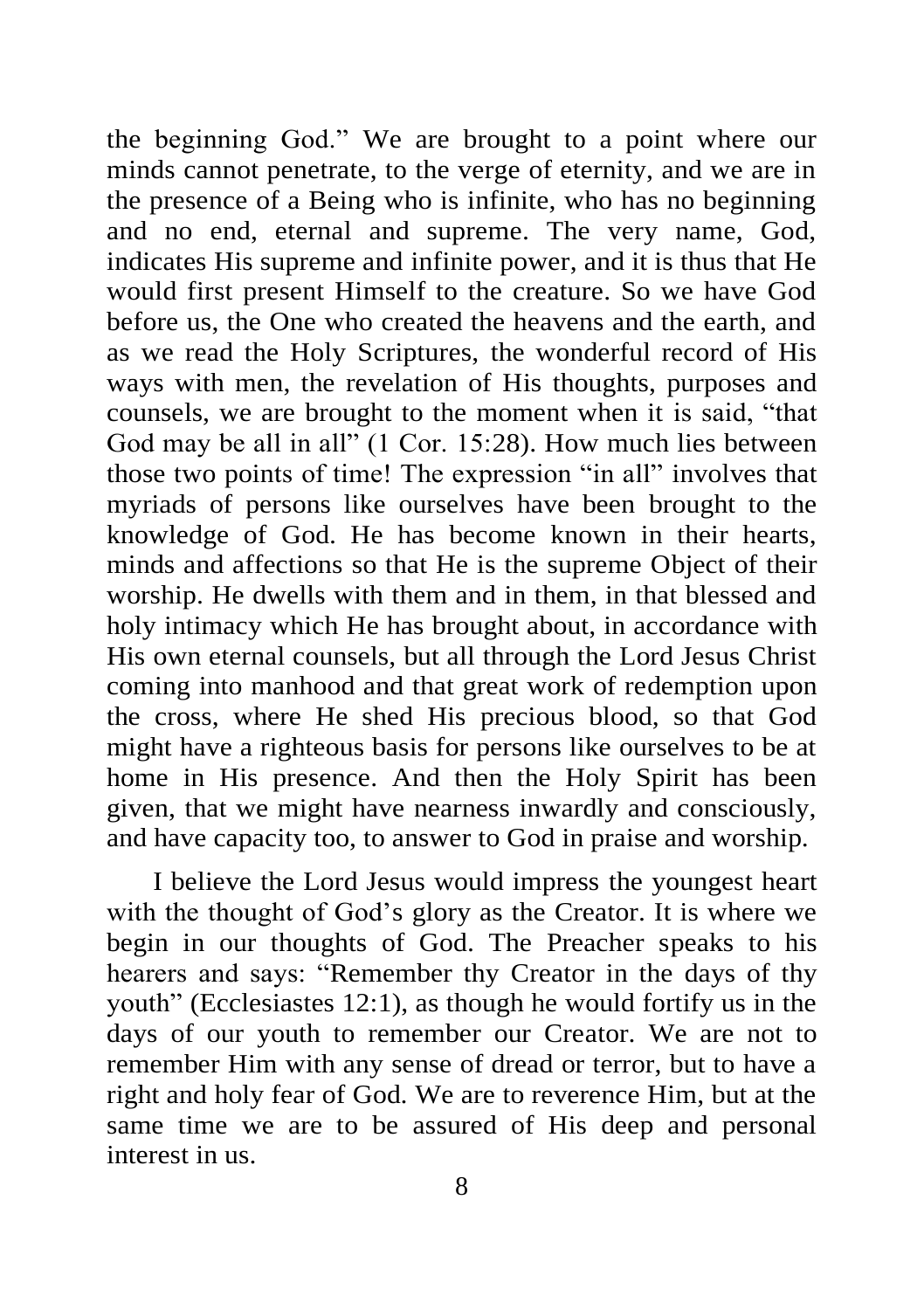the beginning God." We are brought to a point where our minds cannot penetrate, to the verge of eternity, and we are in the presence of a Being who is infinite, who has no beginning and no end, eternal and supreme. The very name, God, indicates His supreme and infinite power, and it is thus that He would first present Himself to the creature. So we have God before us, the One who created the heavens and the earth, and as we read the Holy Scriptures, the wonderful record of His ways with men, the revelation of His thoughts, purposes and counsels, we are brought to the moment when it is said, "that God may be all in all" (1 Cor. 15:28). How much lies between those two points of time! The expression "in all" involves that myriads of persons like ourselves have been brought to the knowledge of God. He has become known in their hearts, minds and affections so that He is the supreme Object of their worship. He dwells with them and in them, in that blessed and holy intimacy which He has brought about, in accordance with His own eternal counsels, but all through the Lord Jesus Christ coming into manhood and that great work of redemption upon the cross, where He shed His precious blood, so that God might have a righteous basis for persons like ourselves to be at home in His presence. And then the Holy Spirit has been given, that we might have nearness inwardly and consciously, and have capacity too, to answer to God in praise and worship.

I believe the Lord Jesus would impress the youngest heart with the thought of God's glory as the Creator. It is where we begin in our thoughts of God. The Preacher speaks to his hearers and says: "Remember thy Creator in the days of thy youth" (Ecclesiastes 12:1), as though he would fortify us in the days of our youth to remember our Creator. We are not to remember Him with any sense of dread or terror, but to have a right and holy fear of God. We are to reverence Him, but at the same time we are to be assured of His deep and personal interest in us.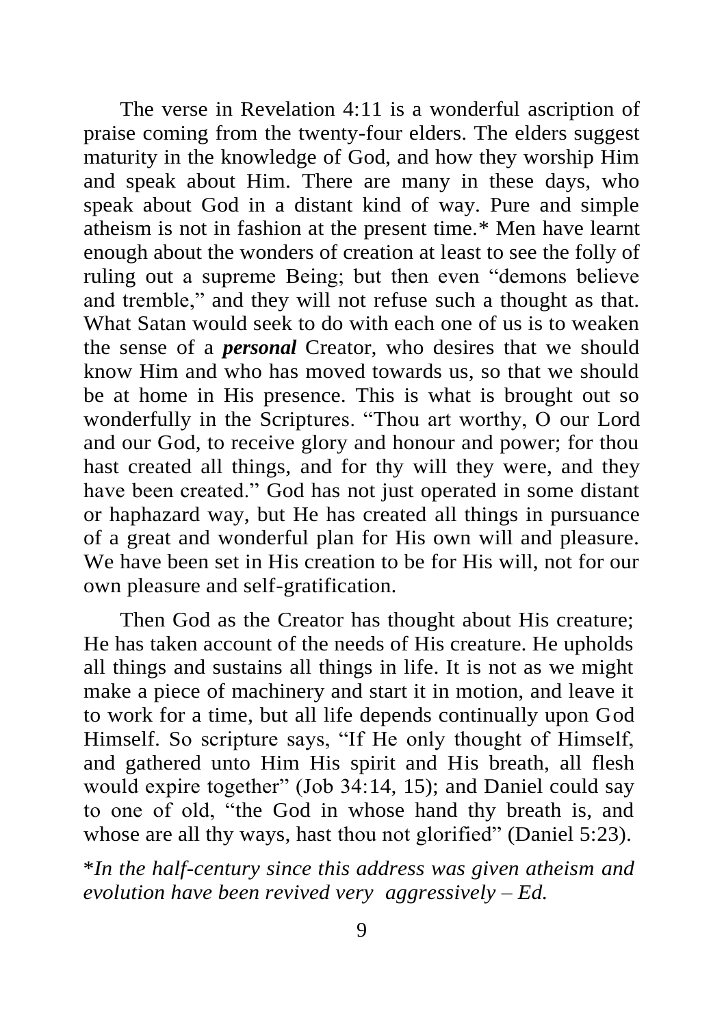The verse in Revelation 4:11 is a wonderful ascription of praise coming from the twenty-four elders. The elders suggest maturity in the knowledge of God, and how they worship Him and speak about Him. There are many in these days, who speak about God in a distant kind of way. Pure and simple atheism is not in fashion at the present time.* Men have learnt enough about the wonders of creation at least to see the folly of ruling out a supreme Being; but then even "demons believe and tremble," and they will not refuse such a thought as that. What Satan would seek to do with each one of us is to weaken the sense of a ***personal*** Creator, who desires that we should know Him and who has moved towards us, so that we should be at home in His presence. This is what is brought out so wonderfully in the Scriptures. "Thou art worthy, O our Lord and our God, to receive glory and honour and power; for thou hast created all things, and for thy will they were, and they have been created." God has not just operated in some distant or haphazard way, but He has created all things in pursuance of a great and wonderful plan for His own will and pleasure. We have been set in His creation to be for His will, not for our own pleasure and self-gratification.

Then God as the Creator has thought about His creature; He has taken account of the needs of His creature. He upholds all things and sustains all things in life. It is not as we might make a piece of machinery and start it in motion, and leave it to work for a time, but all life depends continually upon God Himself. So scripture says, "If He only thought of Himself, and gathered unto Him His spirit and His breath, all flesh would expire together" (Job 34:14, 15); and Daniel could say to one of old, "the God in whose hand thy breath is, and whose are all thy ways, hast thou not glorified" (Daniel 5:23).

**In the half-century since this address was given atheism and evolution have been revived very aggressively – Ed.*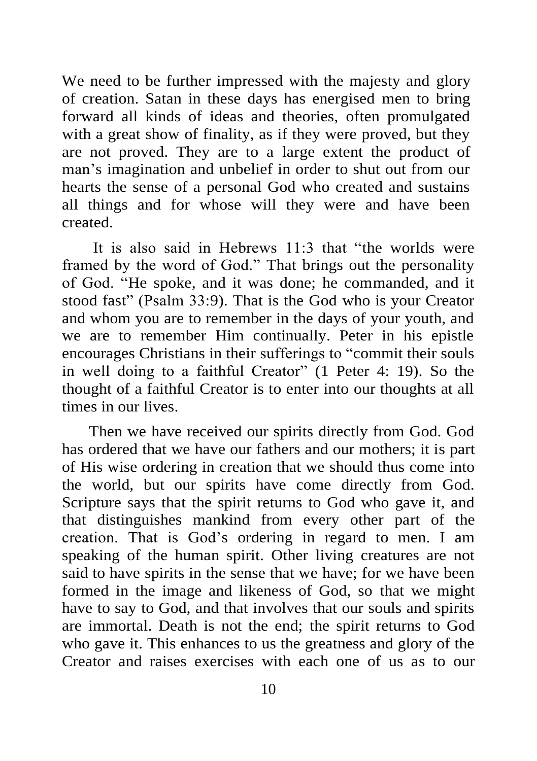We need to be further impressed with the majesty and glory of creation. Satan in these days has energised men to bring forward all kinds of ideas and theories, often promulgated with a great show of finality, as if they were proved, but they are not proved. They are to a large extent the product of man's imagination and unbelief in order to shut out from our hearts the sense of a personal God who created and sustains all things and for whose will they were and have been created.

It is also said in Hebrews 11:3 that "the worlds were framed by the word of God." That brings out the personality of God. "He spoke, and it was done; he commanded, and it stood fast" (Psalm 33:9). That is the God who is your Creator and whom you are to remember in the days of your youth, and we are to remember Him continually. Peter in his epistle encourages Christians in their sufferings to "commit their souls in well doing to a faithful Creator" (1 Peter 4: 19). So the thought of a faithful Creator is to enter into our thoughts at all times in our lives.

Then we have received our spirits directly from God. God has ordered that we have our fathers and our mothers; it is part of His wise ordering in creation that we should thus come into the world, but our spirits have come directly from God. Scripture says that the spirit returns to God who gave it, and that distinguishes mankind from every other part of the creation. That is God's ordering in regard to men. I am speaking of the human spirit. Other living creatures are not said to have spirits in the sense that we have; for we have been formed in the image and likeness of God, so that we might have to say to God, and that involves that our souls and spirits are immortal. Death is not the end; the spirit returns to God who gave it. This enhances to us the greatness and glory of the Creator and raises exercises with each one of us as to our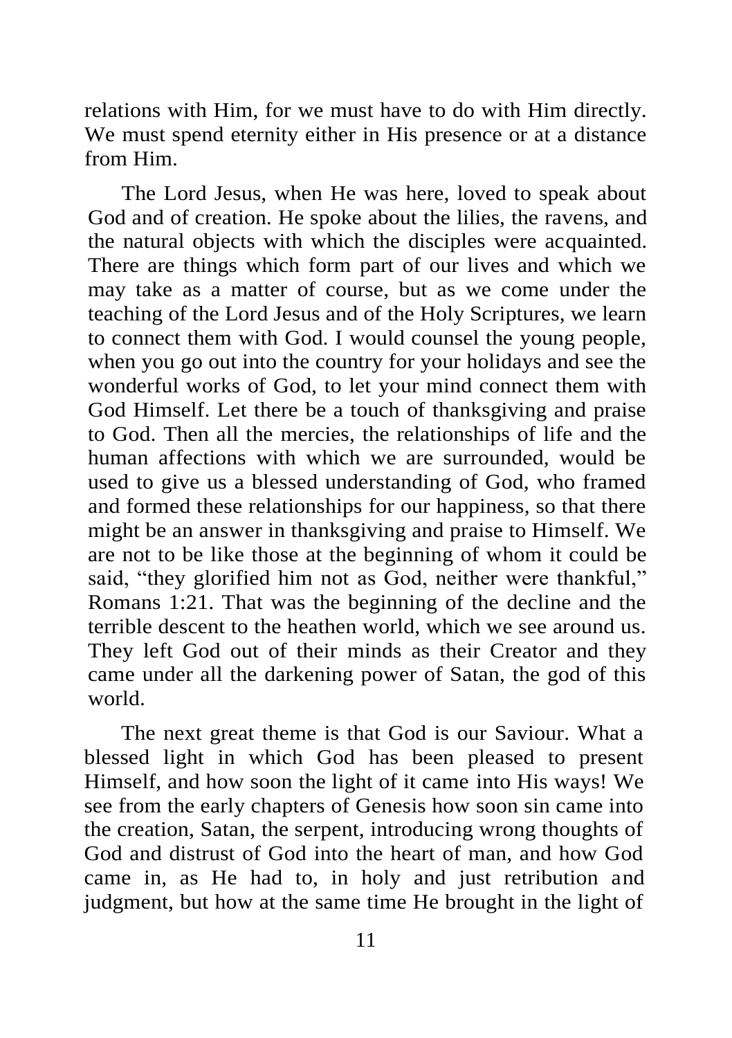relations with Him, for we must have to do with Him directly. We must spend eternity either in His presence or at a distance from Him.

The Lord Jesus, when He was here, loved to speak about God and of creation. He spoke about the lilies, the ravens, and the natural objects with which the disciples were acquainted. There are things which form part of our lives and which we may take as a matter of course, but as we come under the teaching of the Lord Jesus and of the Holy Scriptures, we learn to connect them with God. I would counsel the young people, when you go out into the country for your holidays and see the wonderful works of God, to let your mind connect them with God Himself. Let there be a touch of thanksgiving and praise to God. Then all the mercies, the relationships of life and the human affections with which we are surrounded, would be used to give us a blessed understanding of God, who framed and formed these relationships for our happiness, so that there might be an answer in thanksgiving and praise to Himself. We are not to be like those at the beginning of whom it could be said, "they glorified him not as God, neither were thankful," Romans 1:21. That was the beginning of the decline and the terrible descent to the heathen world, which we see around us. They left God out of their minds as their Creator and they came under all the darkening power of Satan, the god of this world.

The next great theme is that God is our Saviour. What a blessed light in which God has been pleased to present Himself, and how soon the light of it came into His ways! We see from the early chapters of Genesis how soon sin came into the creation, Satan, the serpent, introducing wrong thoughts of God and distrust of God into the heart of man, and how God came in, as He had to, in holy and just retribution and judgment, but how at the same time He brought in the light of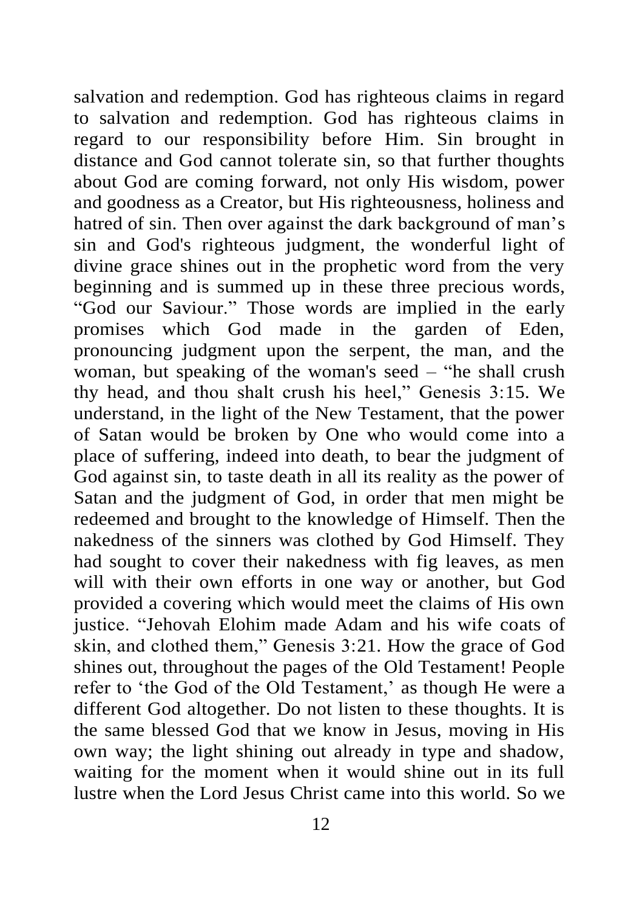salvation and redemption. God has righteous claims in regard to salvation and redemption. God has righteous claims in regard to our responsibility before Him. Sin brought in distance and God cannot tolerate sin, so that further thoughts about God are coming forward, not only His wisdom, power and goodness as a Creator, but His righteousness, holiness and hatred of sin. Then over against the dark background of man's sin and God's righteous judgment, the wonderful light of divine grace shines out in the prophetic word from the very beginning and is summed up in these three precious words, "God our Saviour." Those words are implied in the early promises which God made in the garden of Eden, pronouncing judgment upon the serpent, the man, and the woman, but speaking of the woman's seed – "he shall crush thy head, and thou shalt crush his heel," Genesis 3:15. We understand, in the light of the New Testament, that the power of Satan would be broken by One who would come into a place of suffering, indeed into death, to bear the judgment of God against sin, to taste death in all its reality as the power of Satan and the judgment of God, in order that men might be redeemed and brought to the knowledge of Himself. Then the nakedness of the sinners was clothed by God Himself. They had sought to cover their nakedness with fig leaves, as men will with their own efforts in one way or another, but God provided a covering which would meet the claims of His own justice. "Jehovah Elohim made Adam and his wife coats of skin, and clothed them," Genesis 3:21. How the grace of God shines out, throughout the pages of the Old Testament! People refer to 'the God of the Old Testament,' as though He were a different God altogether. Do not listen to these thoughts. It is the same blessed God that we know in Jesus, moving in His own way; the light shining out already in type and shadow, waiting for the moment when it would shine out in its full lustre when the Lord Jesus Christ came into this world. So we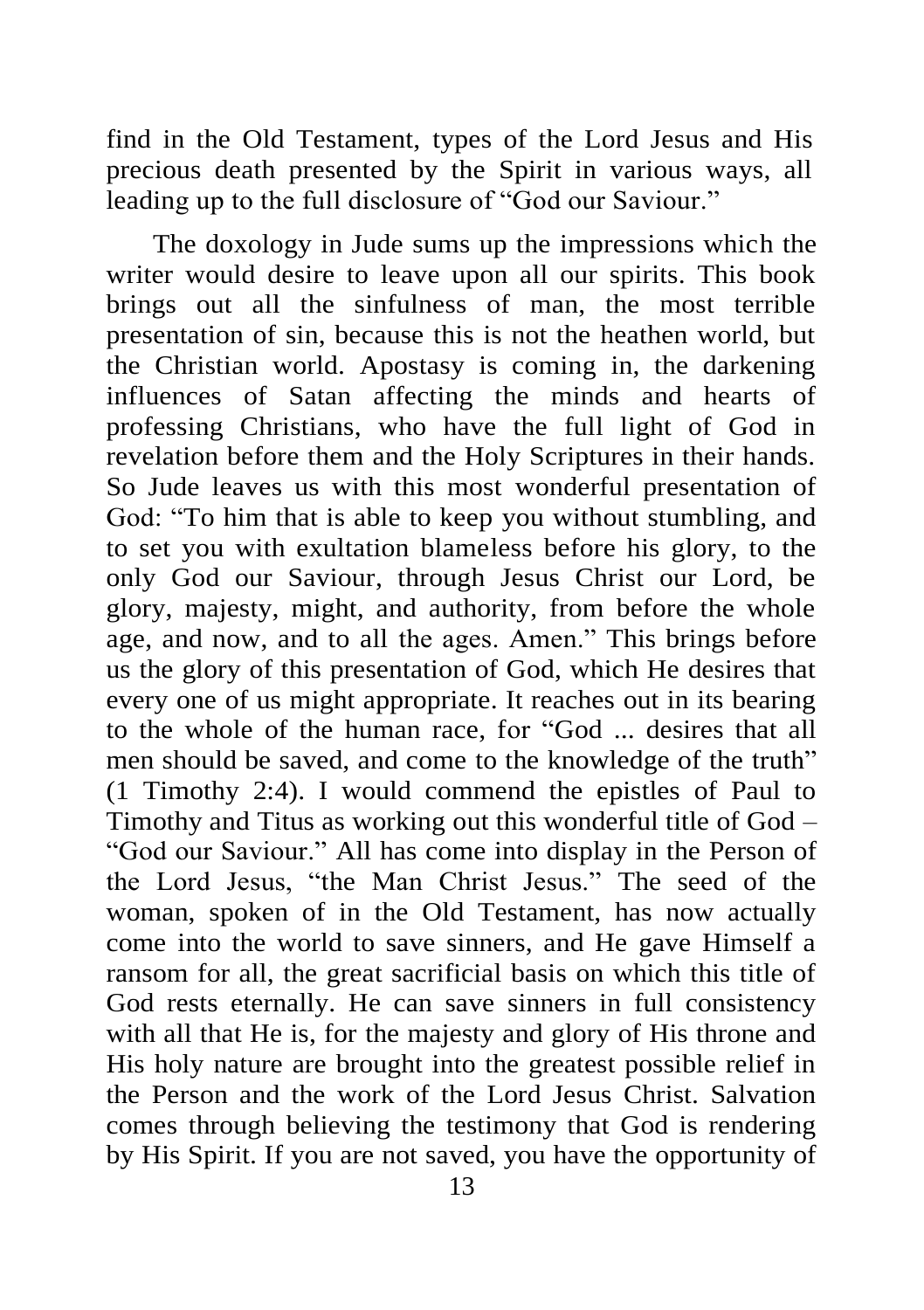find in the Old Testament, types of the Lord Jesus and His precious death presented by the Spirit in various ways, all leading up to the full disclosure of "God our Saviour."

The doxology in Jude sums up the impressions which the writer would desire to leave upon all our spirits. This book brings out all the sinfulness of man, the most terrible presentation of sin, because this is not the heathen world, but the Christian world. Apostasy is coming in, the darkening influences of Satan affecting the minds and hearts of professing Christians, who have the full light of God in revelation before them and the Holy Scriptures in their hands. So Jude leaves us with this most wonderful presentation of God: "To him that is able to keep you without stumbling, and to set you with exultation blameless before his glory, to the only God our Saviour, through Jesus Christ our Lord, be glory, majesty, might, and authority, from before the whole age, and now, and to all the ages. Amen." This brings before us the glory of this presentation of God, which He desires that every one of us might appropriate. It reaches out in its bearing to the whole of the human race, for "God ... desires that all men should be saved, and come to the knowledge of the truth" (1 Timothy 2:4). I would commend the epistles of Paul to Timothy and Titus as working out this wonderful title of God – "God our Saviour." All has come into display in the Person of the Lord Jesus, "the Man Christ Jesus." The seed of the woman, spoken of in the Old Testament, has now actually come into the world to save sinners, and He gave Himself a ransom for all, the great sacrificial basis on which this title of God rests eternally. He can save sinners in full consistency with all that He is, for the majesty and glory of His throne and His holy nature are brought into the greatest possible relief in the Person and the work of the Lord Jesus Christ. Salvation comes through believing the testimony that God is rendering by His Spirit. If you are not saved, you have the opportunity of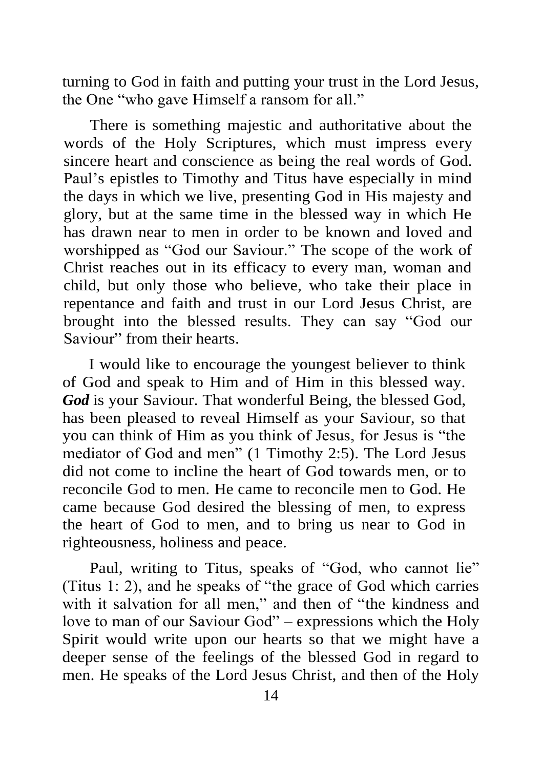turning to God in faith and putting your trust in the Lord Jesus, the One "who gave Himself a ransom for all."

There is something majestic and authoritative about the words of the Holy Scriptures, which must impress every sincere heart and conscience as being the real words of God. Paul's epistles to Timothy and Titus have especially in mind the days in which we live, presenting God in His majesty and glory, but at the same time in the blessed way in which He has drawn near to men in order to be known and loved and worshipped as "God our Saviour." The scope of the work of Christ reaches out in its efficacy to every man, woman and child, but only those who believe, who take their place in repentance and faith and trust in our Lord Jesus Christ, are brought into the blessed results. They can say "God our Saviour" from their hearts.

I would like to encourage the youngest believer to think of God and speak to Him and of Him in this blessed way. ***God*** is your Saviour. That wonderful Being, the blessed God, has been pleased to reveal Himself as your Saviour, so that you can think of Him as you think of Jesus, for Jesus is "the mediator of God and men" (1 Timothy 2:5). The Lord Jesus did not come to incline the heart of God towards men, or to reconcile God to men. He came to reconcile men to God. He came because God desired the blessing of men, to express the heart of God to men, and to bring us near to God in righteousness, holiness and peace.

Paul, writing to Titus, speaks of "God, who cannot lie" (Titus 1: 2), and he speaks of "the grace of God which carries with it salvation for all men," and then of "the kindness and love to man of our Saviour God" – expressions which the Holy Spirit would write upon our hearts so that we might have a deeper sense of the feelings of the blessed God in regard to men. He speaks of the Lord Jesus Christ, and then of the Holy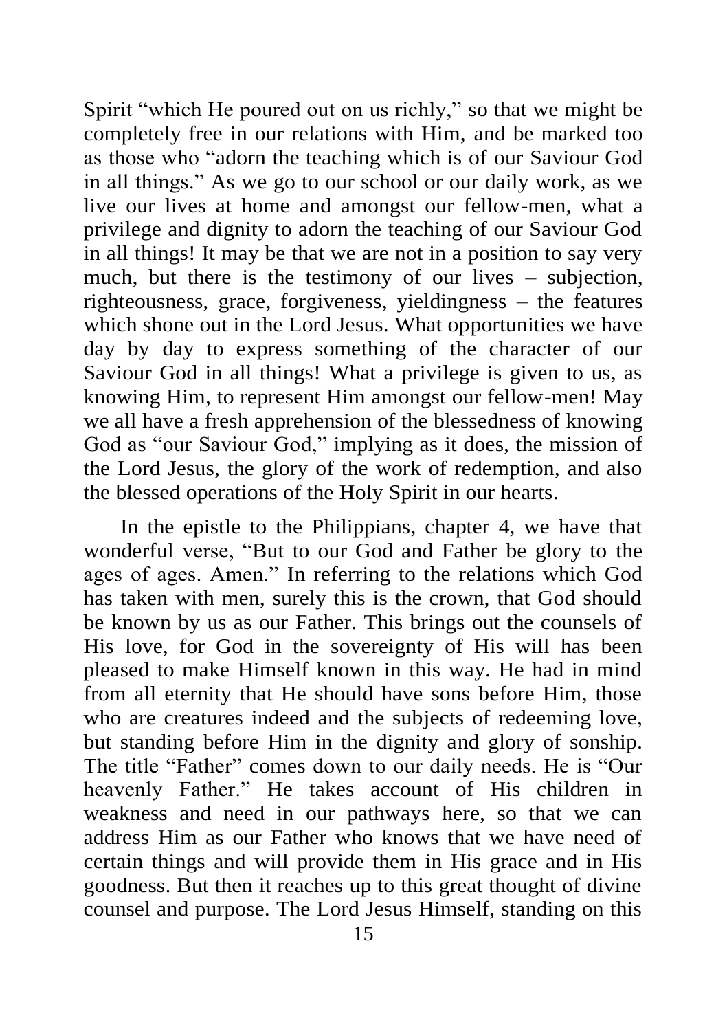Spirit "which He poured out on us richly," so that we might be completely free in our relations with Him, and be marked too as those who "adorn the teaching which is of our Saviour God in all things." As we go to our school or our daily work, as we live our lives at home and amongst our fellow-men, what a privilege and dignity to adorn the teaching of our Saviour God in all things! It may be that we are not in a position to say very much, but there is the testimony of our lives – subjection, righteousness, grace, forgiveness, yieldingness – the features which shone out in the Lord Jesus. What opportunities we have day by day to express something of the character of our Saviour God in all things! What a privilege is given to us, as knowing Him, to represent Him amongst our fellow-men! May we all have a fresh apprehension of the blessedness of knowing God as "our Saviour God," implying as it does, the mission of the Lord Jesus, the glory of the work of redemption, and also the blessed operations of the Holy Spirit in our hearts.

In the epistle to the Philippians, chapter 4, we have that wonderful verse, "But to our God and Father be glory to the ages of ages. Amen." In referring to the relations which God has taken with men, surely this is the crown, that God should be known by us as our Father. This brings out the counsels of His love, for God in the sovereignty of His will has been pleased to make Himself known in this way. He had in mind from all eternity that He should have sons before Him, those who are creatures indeed and the subjects of redeeming love, but standing before Him in the dignity and glory of sonship. The title "Father" comes down to our daily needs. He is "Our heavenly Father." He takes account of His children in weakness and need in our pathways here, so that we can address Him as our Father who knows that we have need of certain things and will provide them in His grace and in His goodness. But then it reaches up to this great thought of divine counsel and purpose. The Lord Jesus Himself, standing on this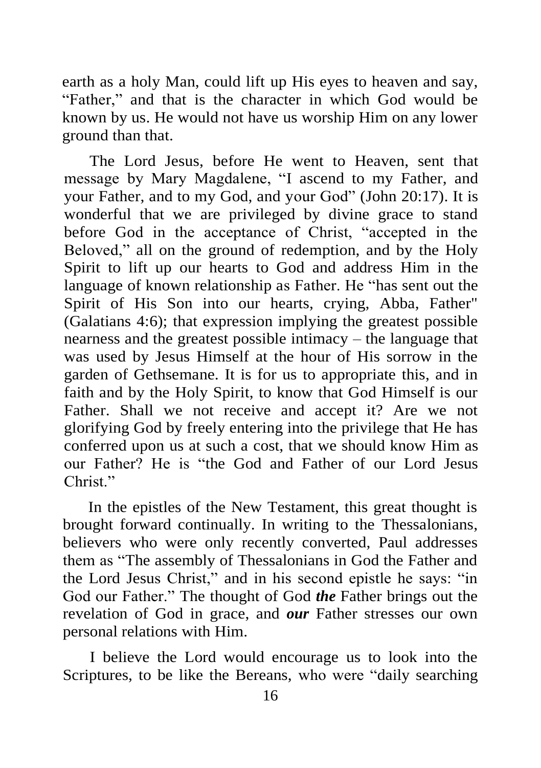earth as a holy Man, could lift up His eyes to heaven and say, "Father," and that is the character in which God would be known by us. He would not have us worship Him on any lower ground than that.

The Lord Jesus, before He went to Heaven, sent that message by Mary Magdalene, "I ascend to my Father, and your Father, and to my God, and your God" (John 20:17). It is wonderful that we are privileged by divine grace to stand before God in the acceptance of Christ, "accepted in the Beloved," all on the ground of redemption, and by the Holy Spirit to lift up our hearts to God and address Him in the language of known relationship as Father. He "has sent out the Spirit of His Son into our hearts, crying, Abba, Father" (Galatians 4:6); that expression implying the greatest possible nearness and the greatest possible intimacy – the language that was used by Jesus Himself at the hour of His sorrow in the garden of Gethsemane. It is for us to appropriate this, and in faith and by the Holy Spirit, to know that God Himself is our Father. Shall we not receive and accept it? Are we not glorifying God by freely entering into the privilege that He has conferred upon us at such a cost, that we should know Him as our Father? He is "the God and Father of our Lord Jesus Christ."

In the epistles of the New Testament, this great thought is brought forward continually. In writing to the Thessalonians, believers who were only recently converted, Paul addresses them as "The assembly of Thessalonians in God the Father and the Lord Jesus Christ," and in his second epistle he says: "in God our Father." The thought of God ***the*** Father brings out the revelation of God in grace, and ***our*** Father stresses our own personal relations with Him.

I believe the Lord would encourage us to look into the Scriptures, to be like the Bereans, who were "daily searching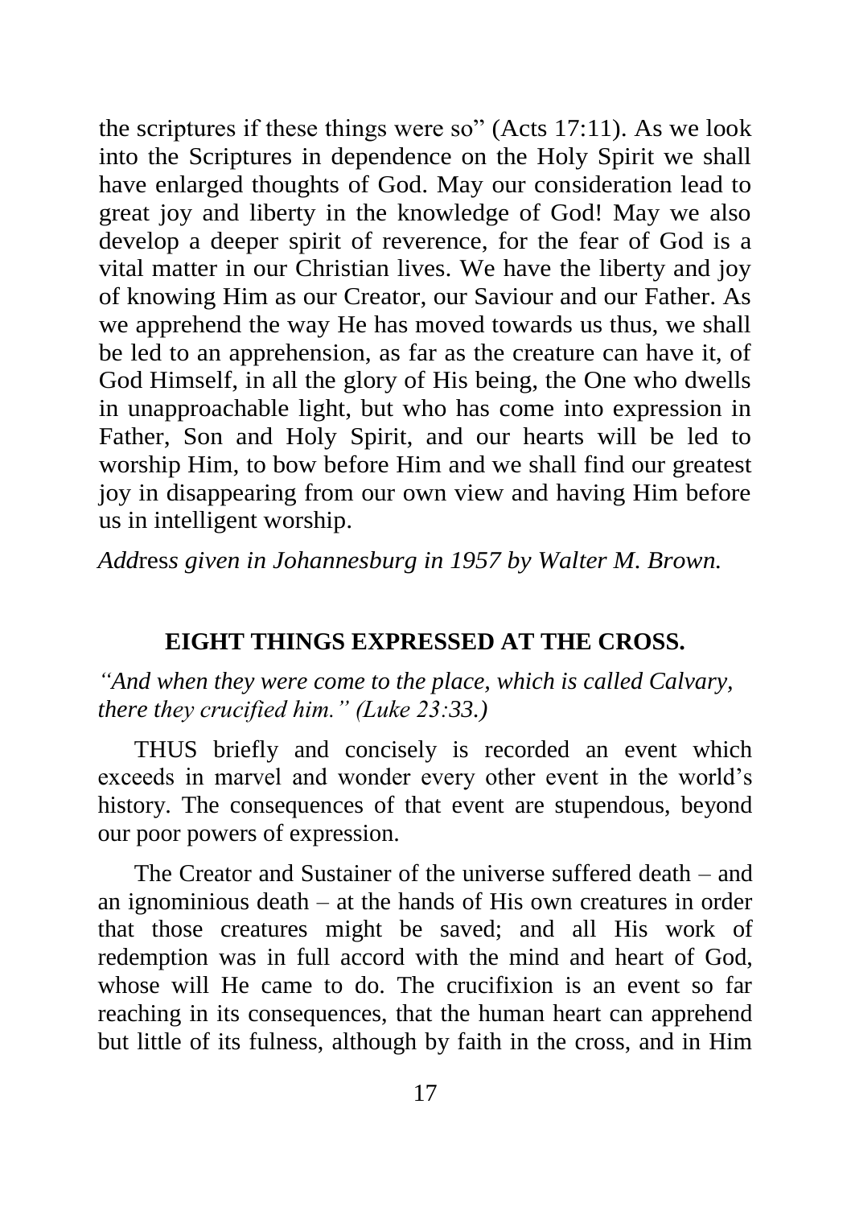the scriptures if these things were so" (Acts 17:11). As we look into the Scriptures in dependence on the Holy Spirit we shall have enlarged thoughts of God. May our consideration lead to great joy and liberty in the knowledge of God! May we also develop a deeper spirit of reverence, for the fear of God is a vital matter in our Christian lives. We have the liberty and joy of knowing Him as our Creator, our Saviour and our Father. As we apprehend the way He has moved towards us thus, we shall be led to an apprehension, as far as the creature can have it, of God Himself, in all the glory of His being, the One who dwells in unapproachable light, but who has come into expression in Father, Son and Holy Spirit, and our hearts will be led to worship Him, to bow before Him and we shall find our greatest joy in disappearing from our own view and having Him before us in intelligent worship.

*Address given in Johannesburg in 1957 by Walter M. Brown.*

## EIGHT THINGS EXPRESSED AT THE CROSS.

*"And when they were come to the place, which is called Calvary, there they crucified him." (Luke 23:33.)*

THUS briefly and concisely is recorded an event which exceeds in marvel and wonder every other event in the world's history. The consequences of that event are stupendous, beyond our poor powers of expression.

The Creator and Sustainer of the universe suffered death – and an ignominious death – at the hands of His own creatures in order that those creatures might be saved; and all His work of redemption was in full accord with the mind and heart of God, whose will He came to do. The crucifixion is an event so far reaching in its consequences, that the human heart can apprehend but little of its fulness, although by faith in the cross, and in Him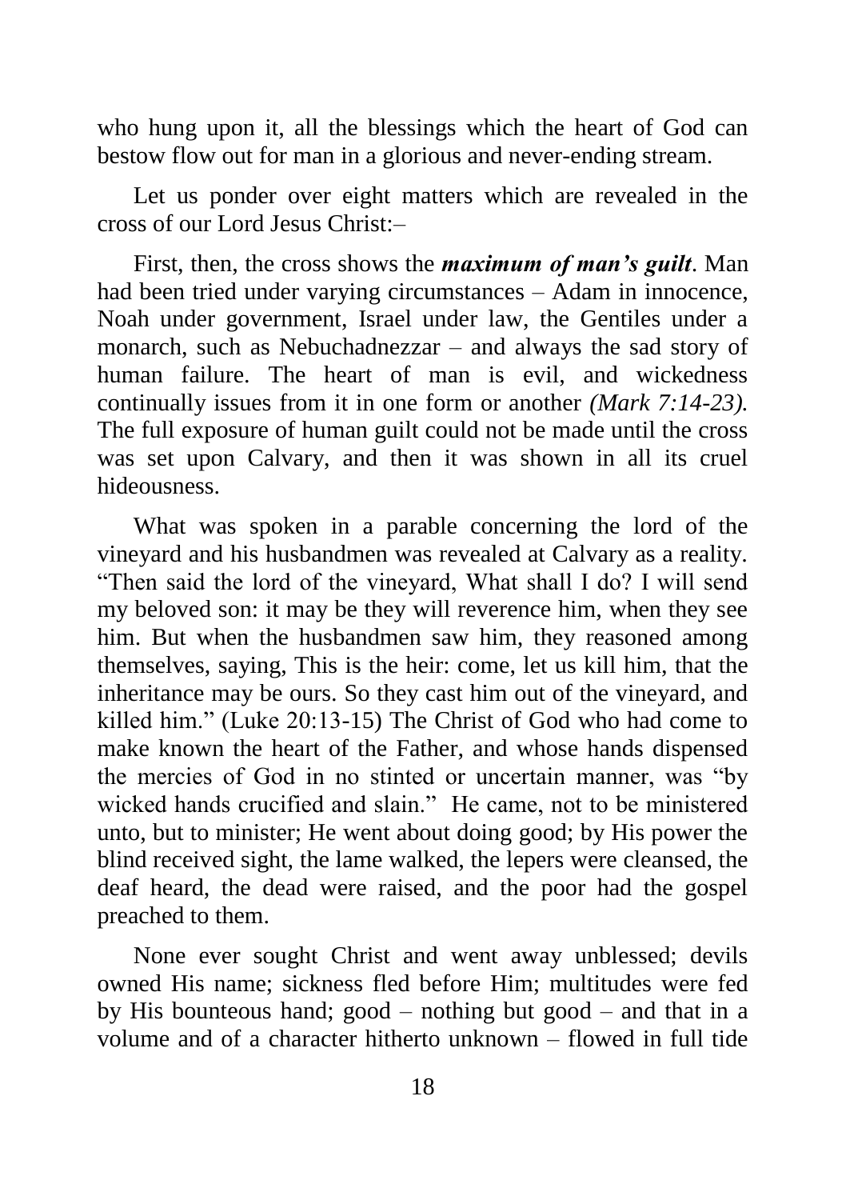who hung upon it, all the blessings which the heart of God can bestow flow out for man in a glorious and never-ending stream.

Let us ponder over eight matters which are revealed in the cross of our Lord Jesus Christ:–

First, then, the cross shows the ***maximum of man's guilt***. Man had been tried under varying circumstances – Adam in innocence, Noah under government, Israel under law, the Gentiles under a monarch, such as Nebuchadnezzar – and always the sad story of human failure. The heart of man is evil, and wickedness continually issues from it in one form or another *(Mark 7:14-23).* The full exposure of human guilt could not be made until the cross was set upon Calvary, and then it was shown in all its cruel hideousness.

What was spoken in a parable concerning the lord of the vineyard and his husbandmen was revealed at Calvary as a reality. "Then said the lord of the vineyard, What shall I do? I will send my beloved son: it may be they will reverence him, when they see him. But when the husbandmen saw him, they reasoned among themselves, saying, This is the heir: come, let us kill him, that the inheritance may be ours. So they cast him out of the vineyard, and killed him." (Luke 20:13-15) The Christ of God who had come to make known the heart of the Father, and whose hands dispensed the mercies of God in no stinted or uncertain manner, was "by wicked hands crucified and slain." He came, not to be ministered unto, but to minister; He went about doing good; by His power the blind received sight, the lame walked, the lepers were cleansed, the deaf heard, the dead were raised, and the poor had the gospel preached to them.

None ever sought Christ and went away unblessed; devils owned His name; sickness fled before Him; multitudes were fed by His bounteous hand; good – nothing but good – and that in a volume and of a character hitherto unknown – flowed in full tide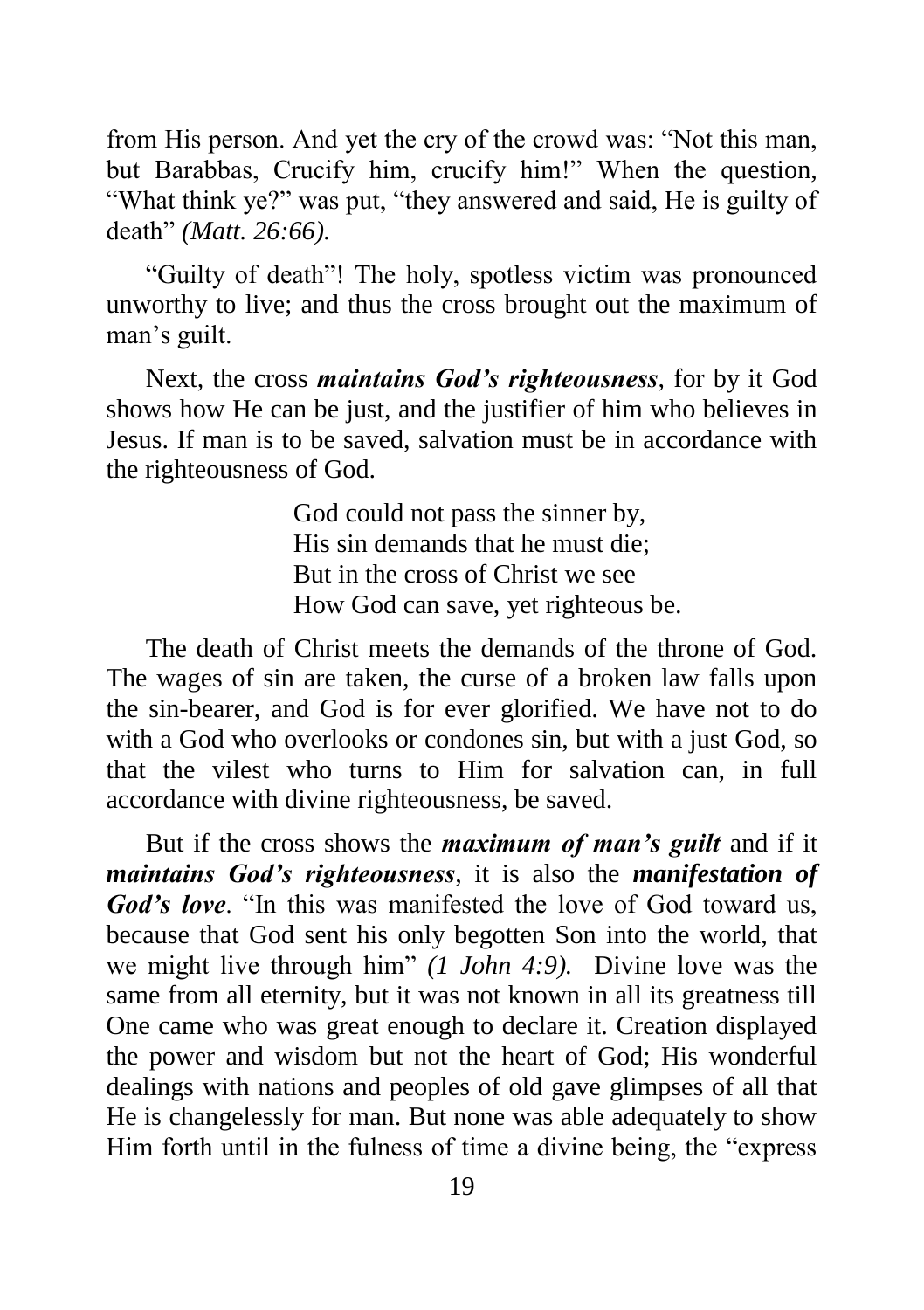from His person. And yet the cry of the crowd was: "Not this man, but Barabbas, Crucify him, crucify him!" When the question, "What think ye?" was put, "they answered and said, He is guilty of death" *(Matt. 26:66).*

"Guilty of death"! The holy, spotless victim was pronounced unworthy to live; and thus the cross brought out the maximum of man's guilt.

Next, the cross ***maintains God's righteousness***, for by it God shows how He can be just, and the justifier of him who believes in Jesus. If man is to be saved, salvation must be in accordance with the righteousness of God.

> God could not pass the sinner by,
> His sin demands that he must die;
> But in the cross of Christ we see
> How God can save, yet righteous be.

The death of Christ meets the demands of the throne of God. The wages of sin are taken, the curse of a broken law falls upon the sin-bearer, and God is for ever glorified. We have not to do with a God who overlooks or condones sin, but with a just God, so that the vilest who turns to Him for salvation can, in full accordance with divine righteousness, be saved.

But if the cross shows the ***maximum of man's guilt*** and if it ***maintains God's righteousness***, it is also the ***manifestation of God's love***. "In this was manifested the love of God toward us, because that God sent his only begotten Son into the world, that we might live through him" *(1 John 4:9).* Divine love was the same from all eternity, but it was not known in all its greatness till One came who was great enough to declare it. Creation displayed the power and wisdom but not the heart of God; His wonderful dealings with nations and peoples of old gave glimpses of all that He is changelessly for man. But none was able adequately to show Him forth until in the fulness of time a divine being, the "express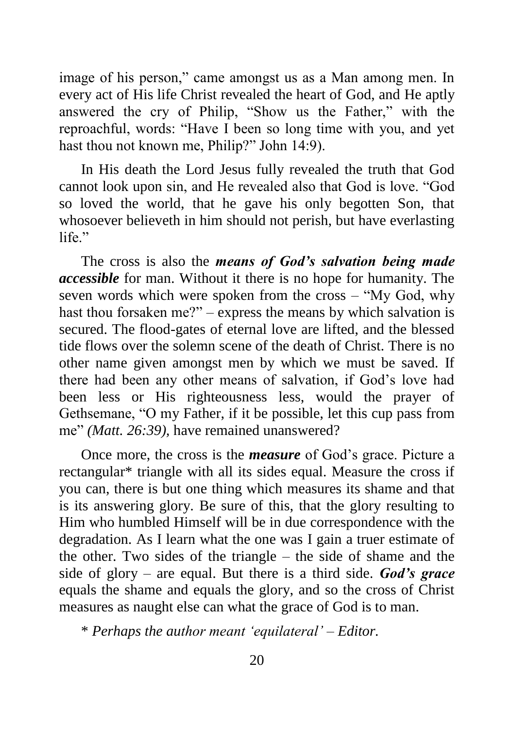image of his person," came amongst us as a Man among men. In every act of His life Christ revealed the heart of God, and He aptly answered the cry of Philip, "Show us the Father," with the reproachful, words: "Have I been so long time with you, and yet hast thou not known me, Philip?" John 14:9).

In His death the Lord Jesus fully revealed the truth that God cannot look upon sin, and He revealed also that God is love. "God so loved the world, that he gave his only begotten Son, that whosoever believeth in him should not perish, but have everlasting life."

The cross is also the ***means of God's salvation being made accessible*** for man. Without it there is no hope for humanity. The seven words which were spoken from the cross – "My God, why hast thou forsaken me?" – express the means by which salvation is secured. The flood-gates of eternal love are lifted, and the blessed tide flows over the solemn scene of the death of Christ. There is no other name given amongst men by which we must be saved. If there had been any other means of salvation, if God's love had been less or His righteousness less, would the prayer of Gethsemane, "O my Father, if it be possible, let this cup pass from me" *(Matt. 26:39),* have remained unanswered?

Once more, the cross is the ***measure*** of God's grace. Picture a rectangular* triangle with all its sides equal. Measure the cross if you can, there is but one thing which measures its shame and that is its answering glory. Be sure of this, that the glory resulting to Him who humbled Himself will be in due correspondence with the degradation. As I learn what the one was I gain a truer estimate of the other. Two sides of the triangle – the side of shame and the side of glory – are equal. But there is a third side. ***God's grace*** equals the shame and equals the glory, and so the cross of Christ measures as naught else can what the grace of God is to man.

\* *Perhaps the author meant 'equilateral' – Editor.*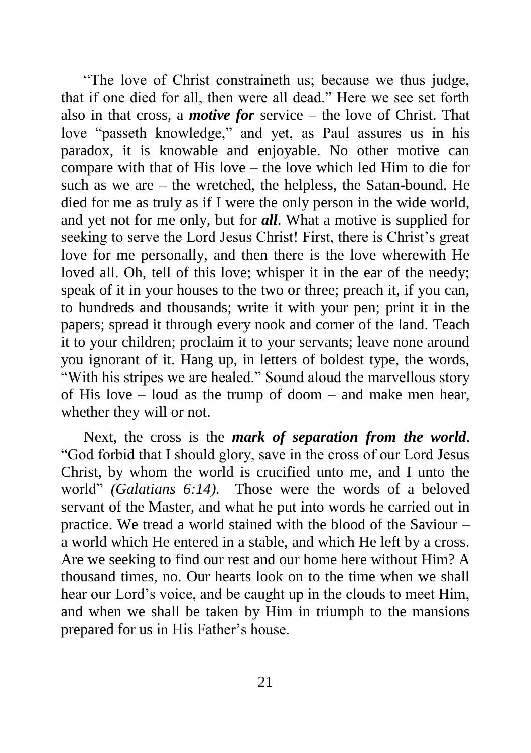"The love of Christ constraineth us; because we thus judge, that if one died for all, then were all dead." Here we see set forth also in that cross, a ***motive for*** service – the love of Christ. That love "passeth knowledge," and yet, as Paul assures us in his paradox, it is knowable and enjoyable. No other motive can compare with that of His love – the love which led Him to die for such as we are – the wretched, the helpless, the Satan-bound. He died for me as truly as if I were the only person in the wide world, and yet not for me only, but for ***all***. What a motive is supplied for seeking to serve the Lord Jesus Christ! First, there is Christ's great love for me personally, and then there is the love wherewith He loved all. Oh, tell of this love; whisper it in the ear of the needy; speak of it in your houses to the two or three; preach it, if you can, to hundreds and thousands; write it with your pen; print it in the papers; spread it through every nook and corner of the land. Teach it to your children; proclaim it to your servants; leave none around you ignorant of it. Hang up, in letters of boldest type, the words, "With his stripes we are healed." Sound aloud the marvellous story of His love – loud as the trump of doom – and make men hear, whether they will or not.

Next, the cross is the ***mark of separation from the world***. "God forbid that I should glory, save in the cross of our Lord Jesus Christ, by whom the world is crucified unto me, and I unto the world" *(Galatians 6:14).* Those were the words of a beloved servant of the Master, and what he put into words he carried out in practice. We tread a world stained with the blood of the Saviour – a world which He entered in a stable, and which He left by a cross. Are we seeking to find our rest and our home here without Him? A thousand times, no. Our hearts look on to the time when we shall hear our Lord's voice, and be caught up in the clouds to meet Him, and when we shall be taken by Him in triumph to the mansions prepared for us in His Father's house.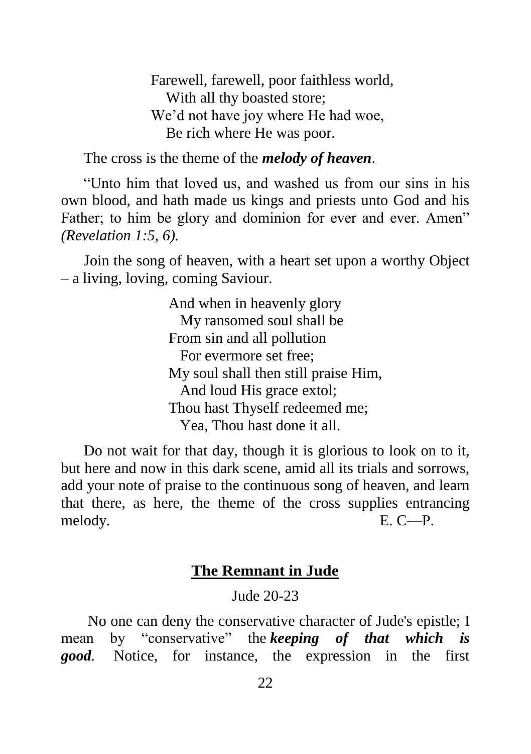Farewell, farewell, poor faithless world,
  With all thy boasted store;
We'd not have joy where He had woe,
  Be rich where He was poor.

The cross is the theme of the ***melody of heaven***.

"Unto him that loved us, and washed us from our sins in his own blood, and hath made us kings and priests unto God and his Father; to him be glory and dominion for ever and ever. Amen" *(Revelation 1:5, 6).*

Join the song of heaven, with a heart set upon a worthy Object – a living, loving, coming Saviour.

And when in heavenly glory
  My ransomed soul shall be
From sin and all pollution
  For evermore set free;
My soul shall then still praise Him,
  And loud His grace extol;
Thou hast Thyself redeemed me;
  Yea, Thou hast done it all.

Do not wait for that day, though it is glorious to look on to it, but here and now in this dark scene, amid all its trials and sorrows, add your note of praise to the continuous song of heaven, and learn that there, as here, the theme of the cross supplies entrancing melody. E. C—P.

## The Remnant in Jude

Jude 20-23

No one can deny the conservative character of Jude's epistle; I mean by "conservative" the ***keeping of that which is good***. Notice, for instance, the expression in the first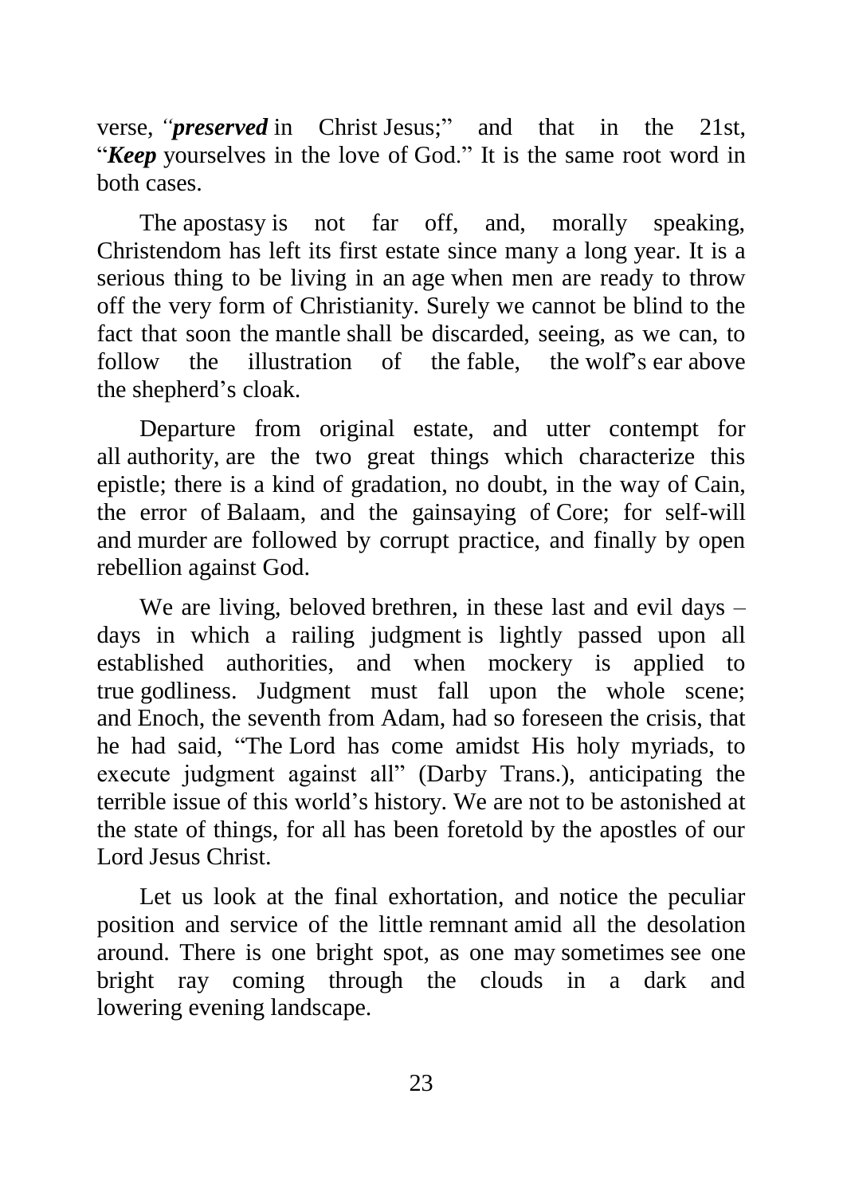verse, "***preserved*** in Christ Jesus;" and that in the 21st, "***Keep*** yourselves in the love of God." It is the same root word in both cases.

The apostasy is not far off, and, morally speaking, Christendom has left its first estate since many a long year. It is a serious thing to be living in an age when men are ready to throw off the very form of Christianity. Surely we cannot be blind to the fact that soon the mantle shall be discarded, seeing, as we can, to follow the illustration of the fable, the wolf's ear above the shepherd's cloak.

Departure from original estate, and utter contempt for all authority, are the two great things which characterize this epistle; there is a kind of gradation, no doubt, in the way of Cain, the error of Balaam, and the gainsaying of Core; for self-will and murder are followed by corrupt practice, and finally by open rebellion against God.

We are living, beloved brethren, in these last and evil days – days in which a railing judgment is lightly passed upon all established authorities, and when mockery is applied to true godliness. Judgment must fall upon the whole scene; and Enoch, the seventh from Adam, had so foreseen the crisis, that he had said, "The Lord has come amidst His holy myriads, to execute judgment against all" (Darby Trans.), anticipating the terrible issue of this world's history. We are not to be astonished at the state of things, for all has been foretold by the apostles of our Lord Jesus Christ.

Let us look at the final exhortation, and notice the peculiar position and service of the little remnant amid all the desolation around. There is one bright spot, as one may sometimes see one bright ray coming through the clouds in a dark and lowering evening landscape.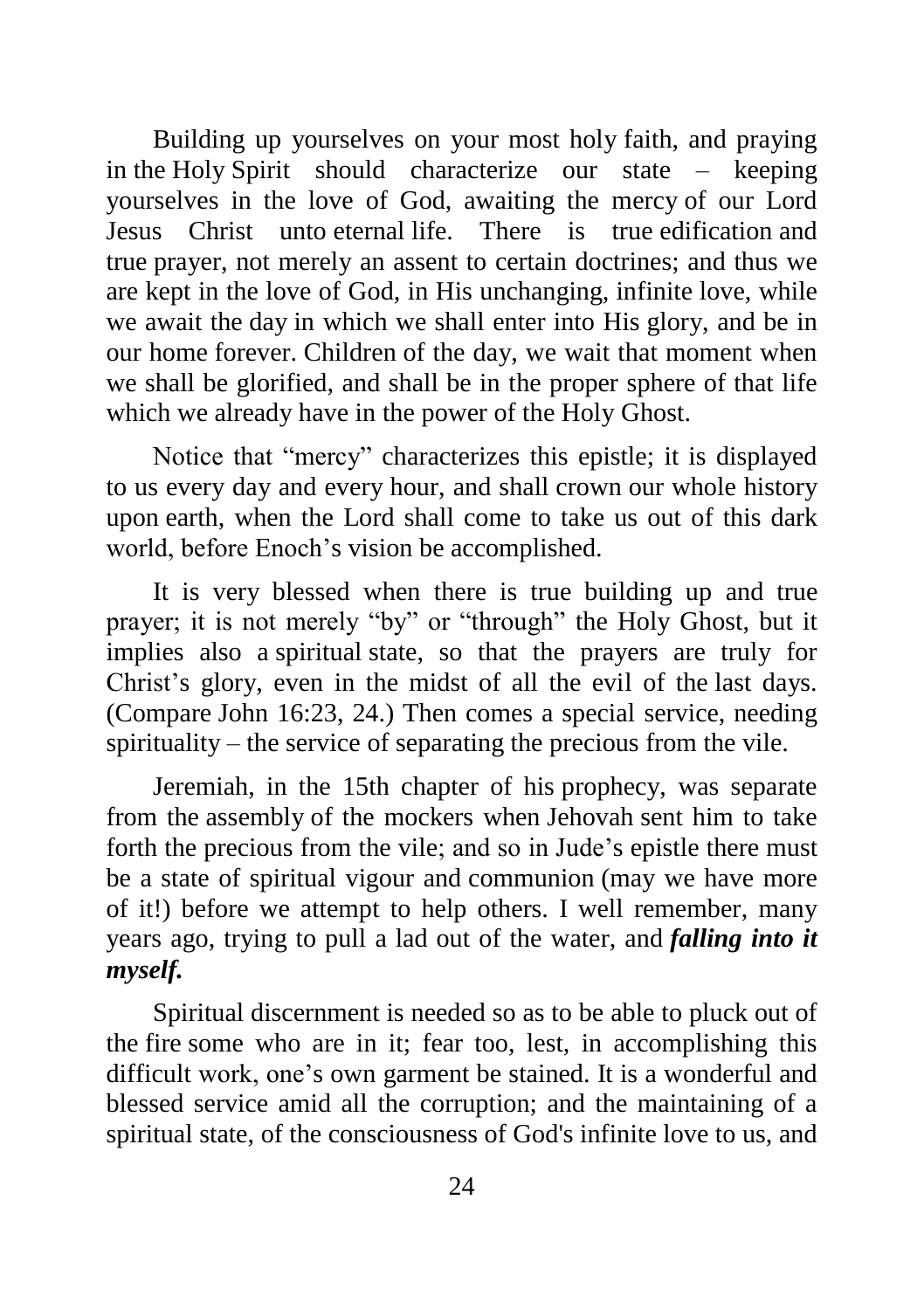Building up yourselves on your most holy faith, and praying in the Holy Spirit should characterize our state – keeping yourselves in the love of God, awaiting the mercy of our Lord Jesus Christ unto eternal life. There is true edification and true prayer, not merely an assent to certain doctrines; and thus we are kept in the love of God, in His unchanging, infinite love, while we await the day in which we shall enter into His glory, and be in our home forever. Children of the day, we wait that moment when we shall be glorified, and shall be in the proper sphere of that life which we already have in the power of the Holy Ghost.

Notice that "mercy" characterizes this epistle; it is displayed to us every day and every hour, and shall crown our whole history upon earth, when the Lord shall come to take us out of this dark world, before Enoch's vision be accomplished.

It is very blessed when there is true building up and true prayer; it is not merely "by" or "through" the Holy Ghost, but it implies also a spiritual state, so that the prayers are truly for Christ's glory, even in the midst of all the evil of the last days. (Compare John 16:23, 24.) Then comes a special service, needing spirituality – the service of separating the precious from the vile.

Jeremiah, in the 15th chapter of his prophecy, was separate from the assembly of the mockers when Jehovah sent him to take forth the precious from the vile; and so in Jude's epistle there must be a state of spiritual vigour and communion (may we have more of it!) before we attempt to help others. I well remember, many years ago, trying to pull a lad out of the water, and ***falling into it myself.***

Spiritual discernment is needed so as to be able to pluck out of the fire some who are in it; fear too, lest, in accomplishing this difficult work, one's own garment be stained. It is a wonderful and blessed service amid all the corruption; and the maintaining of a spiritual state, of the consciousness of God's infinite love to us, and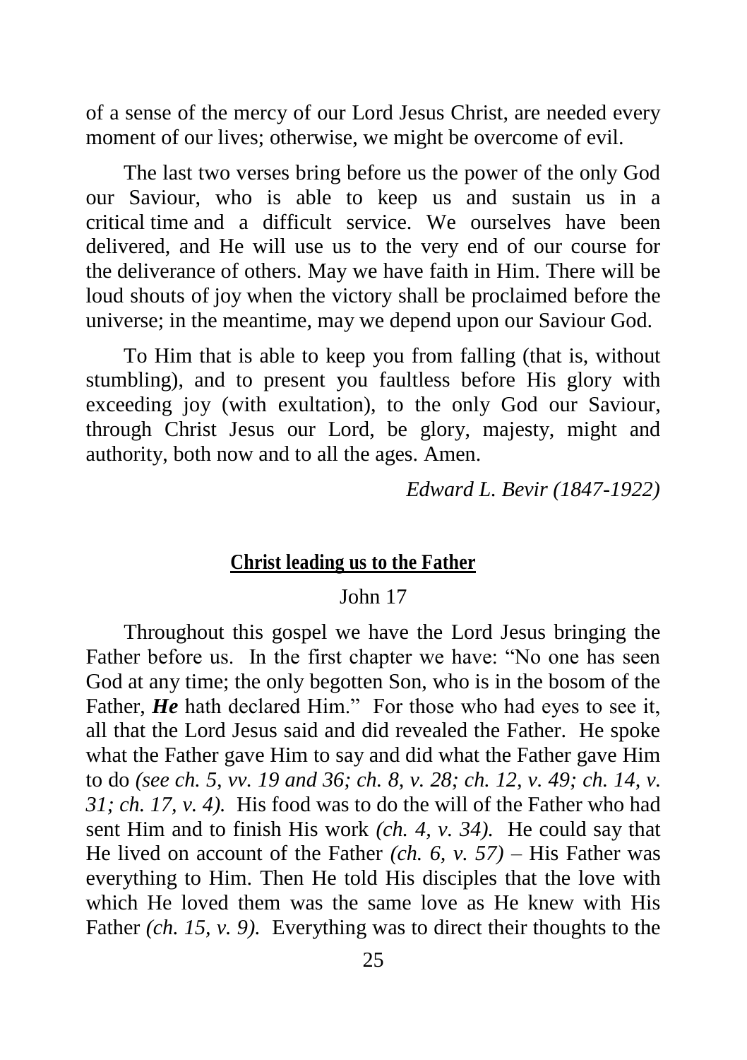of a sense of the mercy of our Lord Jesus Christ, are needed every moment of our lives; otherwise, we might be overcome of evil.

The last two verses bring before us the power of the only God our Saviour, who is able to keep us and sustain us in a critical time and a difficult service. We ourselves have been delivered, and He will use us to the very end of our course for the deliverance of others. May we have faith in Him. There will be loud shouts of joy when the victory shall be proclaimed before the universe; in the meantime, may we depend upon our Saviour God.

To Him that is able to keep you from falling (that is, without stumbling), and to present you faultless before His glory with exceeding joy (with exultation), to the only God our Saviour, through Christ Jesus our Lord, be glory, majesty, might and authority, both now and to all the ages. Amen.

*Edward L. Bevir (1847-1922)*

## Christ leading us to the Father

John 17

Throughout this gospel we have the Lord Jesus bringing the Father before us. In the first chapter we have: "No one has seen God at any time; the only begotten Son, who is in the bosom of the Father, ***He*** hath declared Him." For those who had eyes to see it, all that the Lord Jesus said and did revealed the Father. He spoke what the Father gave Him to say and did what the Father gave Him to do *(see ch. 5, vv. 19 and 36; ch. 8, v. 28; ch. 12, v. 49; ch. 14, v. 31; ch. 17, v. 4).* His food was to do the will of the Father who had sent Him and to finish His work *(ch. 4, v. 34).* He could say that He lived on account of the Father *(ch. 6, v. 57)* – His Father was everything to Him. Then He told His disciples that the love with which He loved them was the same love as He knew with His Father *(ch. 15, v. 9).* Everything was to direct their thoughts to the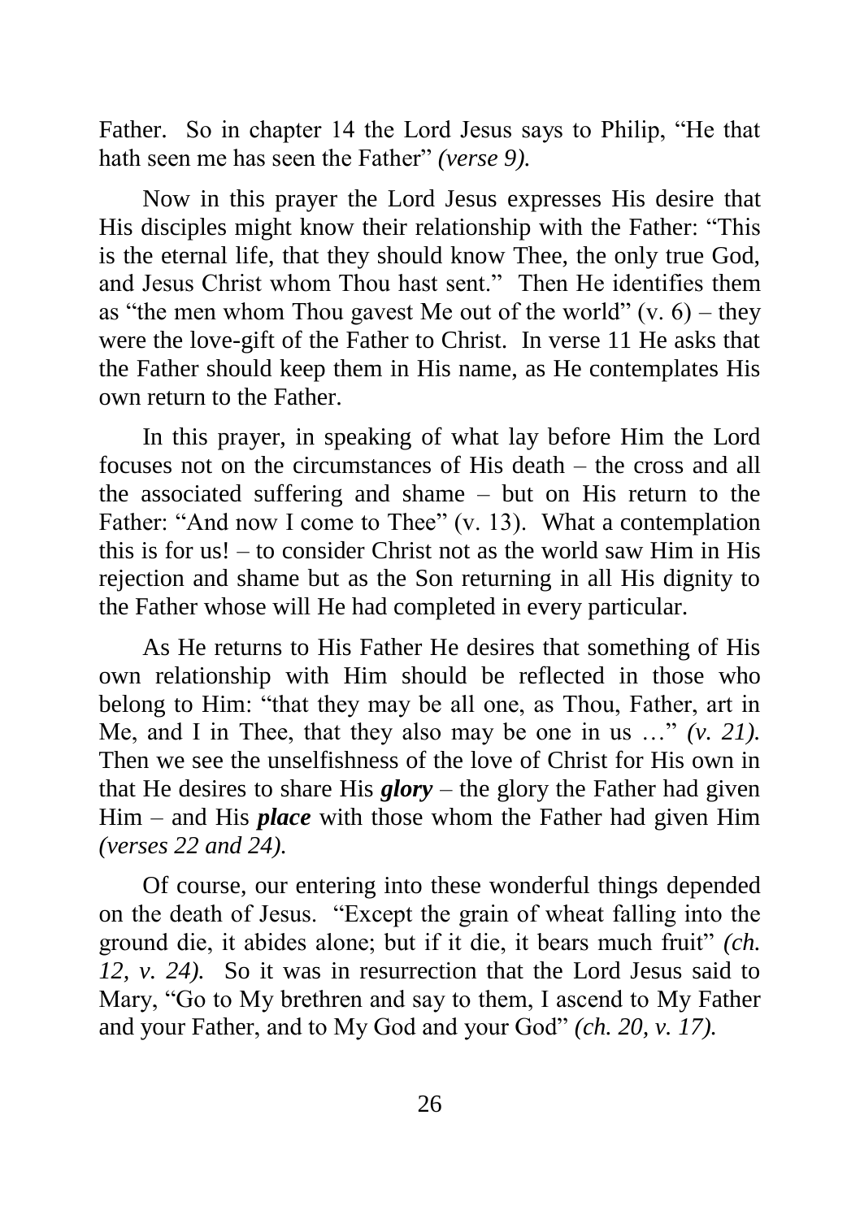Father. So in chapter 14 the Lord Jesus says to Philip, "He that hath seen me has seen the Father" *(verse 9).*

Now in this prayer the Lord Jesus expresses His desire that His disciples might know their relationship with the Father: "This is the eternal life, that they should know Thee, the only true God, and Jesus Christ whom Thou hast sent." Then He identifies them as "the men whom Thou gavest Me out of the world" (v. 6) – they were the love-gift of the Father to Christ. In verse 11 He asks that the Father should keep them in His name, as He contemplates His own return to the Father.

In this prayer, in speaking of what lay before Him the Lord focuses not on the circumstances of His death – the cross and all the associated suffering and shame – but on His return to the Father: "And now I come to Thee" (v. 13). What a contemplation this is for us! – to consider Christ not as the world saw Him in His rejection and shame but as the Son returning in all His dignity to the Father whose will He had completed in every particular.

As He returns to His Father He desires that something of His own relationship with Him should be reflected in those who belong to Him: "that they may be all one, as Thou, Father, art in Me, and I in Thee, that they also may be one in us …" *(v. 21).* Then we see the unselfishness of the love of Christ for His own in that He desires to share His ***glory*** – the glory the Father had given Him – and His ***place*** with those whom the Father had given Him *(verses 22 and 24).*

Of course, our entering into these wonderful things depended on the death of Jesus. "Except the grain of wheat falling into the ground die, it abides alone; but if it die, it bears much fruit" *(ch. 12, v. 24).* So it was in resurrection that the Lord Jesus said to Mary, "Go to My brethren and say to them, I ascend to My Father and your Father, and to My God and your God" *(ch. 20, v. 17).*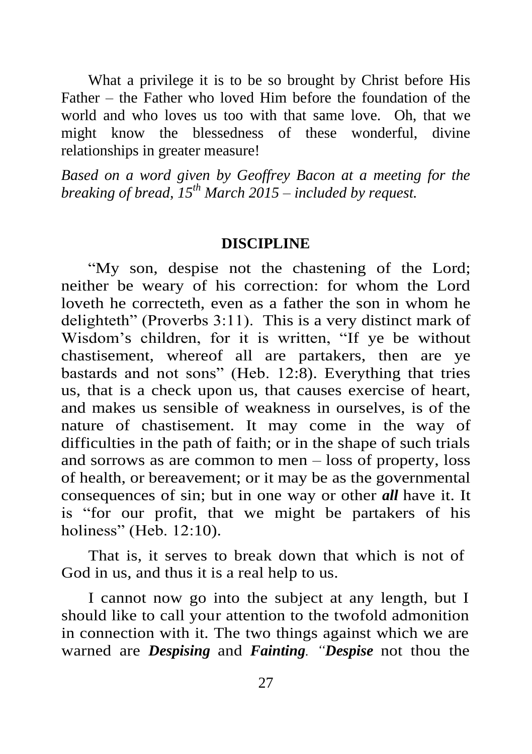What a privilege it is to be so brought by Christ before His Father – the Father who loved Him before the foundation of the world and who loves us too with that same love. Oh, that we might know the blessedness of these wonderful, divine relationships in greater measure!

*Based on a word given by Geoffrey Bacon at a meeting for the breaking of bread, 15th March 2015 – included by request.*

## DISCIPLINE

"My son, despise not the chastening of the Lord; neither be weary of his correction: for whom the Lord loveth he correcteth, even as a father the son in whom he delighteth" (Proverbs 3:11). This is a very distinct mark of Wisdom's children, for it is written, "If ye be without chastisement, whereof all are partakers, then are ye bastards and not sons" (Heb. 12:8). Everything that tries us, that is a check upon us, that causes exercise of heart, and makes us sensible of weakness in ourselves, is of the nature of chastisement. It may come in the way of difficulties in the path of faith; or in the shape of such trials and sorrows as are common to men – loss of property, loss of health, or bereavement; or it may be as the governmental consequences of sin; but in one way or other ***all*** have it. It is "for our profit, that we might be partakers of his holiness" (Heb. 12:10).

That is, it serves to break down that which is not of God in us, and thus it is a real help to us.

I cannot now go into the subject at any length, but I should like to call your attention to the twofold admonition in connection with it. The two things against which we are warned are ***Despising*** and ***Fainting***. "***Despise*** not thou the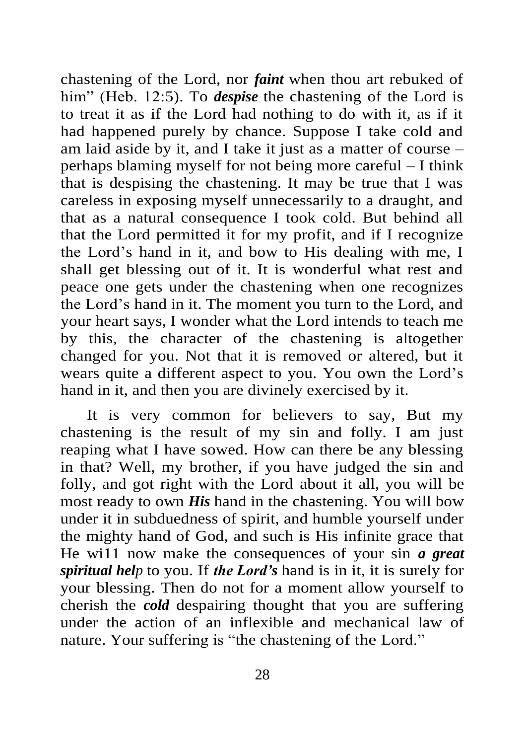chastening of the Lord, nor ***faint*** when thou art rebuked of him" (Heb. 12:5). To ***despise*** the chastening of the Lord is to treat it as if the Lord had nothing to do with it, as if it had happened purely by chance. Suppose I take cold and am laid aside by it, and I take it just as a matter of course – perhaps blaming myself for not being more careful – I think that is despising the chastening. It may be true that I was careless in exposing myself unnecessarily to a draught, and that as a natural consequence I took cold. But behind all that the Lord permitted it for my profit, and if I recognize the Lord's hand in it, and bow to His dealing with me, I shall get blessing out of it. It is wonderful what rest and peace one gets under the chastening when one recognizes the Lord's hand in it. The moment you turn to the Lord, and your heart says, I wonder what the Lord intends to teach me by this, the character of the chastening is altogether changed for you. Not that it is removed or altered, but it wears quite a different aspect to you. You own the Lord's hand in it, and then you are divinely exercised by it.

It is very common for believers to say, But my chastening is the result of my sin and folly. I am just reaping what I have sowed. How can there be any blessing in that? Well, my brother, if you have judged the sin and folly, and got right with the Lord about it all, you will be most ready to own ***His*** hand in the chastening. You will bow under it in subduedness of spirit, and humble yourself under the mighty hand of God, and such is His infinite grace that He wi11 now make the consequences of your sin ***a great spiritual help*** to you. If ***the Lord's*** hand is in it, it is surely for your blessing. Then do not for a moment allow yourself to cherish the ***cold*** despairing thought that you are suffering under the action of an inflexible and mechanical law of nature. Your suffering is "the chastening of the Lord."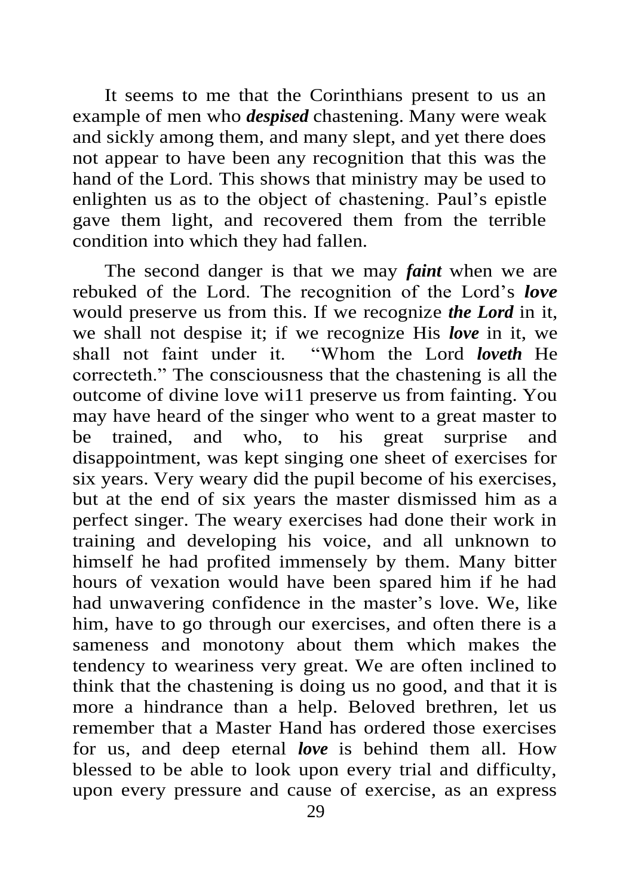It seems to me that the Corinthians present to us an example of men who ***despised*** chastening. Many were weak and sickly among them, and many slept, and yet there does not appear to have been any recognition that this was the hand of the Lord. This shows that ministry may be used to enlighten us as to the object of chastening. Paul's epistle gave them light, and recovered them from the terrible condition into which they had fallen.

The second danger is that we may ***faint*** when we are rebuked of the Lord. The recognition of the Lord's ***love*** would preserve us from this. If we recognize ***the Lord*** in it, we shall not despise it; if we recognize His ***love*** in it, we shall not faint under it. "Whom the Lord ***loveth*** He correcteth." The consciousness that the chastening is all the outcome of divine love wi11 preserve us from fainting. You may have heard of the singer who went to a great master to be trained, and who, to his great surprise and disappointment, was kept singing one sheet of exercises for six years. Very weary did the pupil become of his exercises, but at the end of six years the master dismissed him as a perfect singer. The weary exercises had done their work in training and developing his voice, and all unknown to himself he had profited immensely by them. Many bitter hours of vexation would have been spared him if he had had unwavering confidence in the master's love. We, like him, have to go through our exercises, and often there is a sameness and monotony about them which makes the tendency to weariness very great. We are often inclined to think that the chastening is doing us no good, and that it is more a hindrance than a help. Beloved brethren, let us remember that a Master Hand has ordered those exercises for us, and deep eternal ***love*** is behind them all. How blessed to be able to look upon every trial and difficulty, upon every pressure and cause of exercise, as an express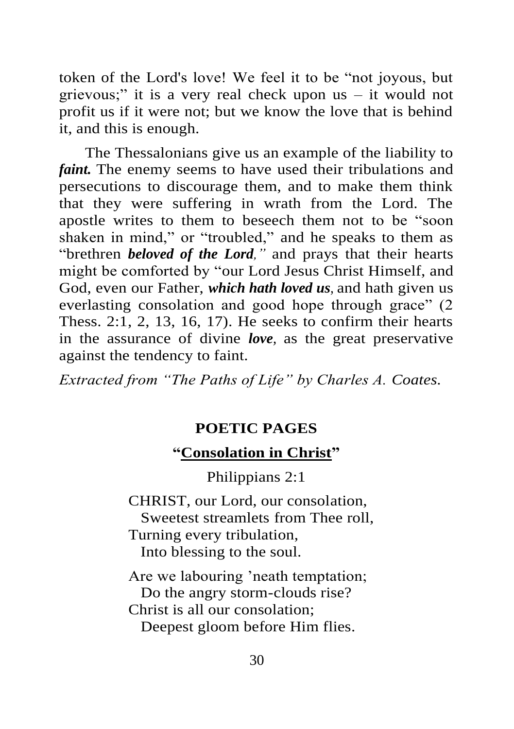token of the Lord's love! We feel it to be "not joyous, but grievous;" it is a very real check upon us – it would not profit us if it were not; but we know the love that is behind it, and this is enough.

The Thessalonians give us an example of the liability to ***faint.*** The enemy seems to have used their tribulations and persecutions to discourage them, and to make them think that they were suffering in wrath from the Lord. The apostle writes to them to beseech them not to be "soon shaken in mind," or "troubled," and he speaks to them as "brethren ***beloved of the Lord,"*** and prays that their hearts might be comforted by "our Lord Jesus Christ Himself, and God, even our Father, ***which hath loved us,*** and hath given us everlasting consolation and good hope through grace" (2 Thess. 2:1, 2, 13, 16, 17). He seeks to confirm their hearts in the assurance of divine ***love***, as the great preservative against the tendency to faint.

*Extracted from "The Paths of Life" by Charles A. Coates.*

## POETIC PAGES

### "Consolation in Christ"

Philippians 2:1

CHRIST, our Lord, our consolation,
  Sweetest streamlets from Thee roll,
Turning every tribulation,
  Into blessing to the soul.

Are we labouring 'neath temptation;
  Do the angry storm-clouds rise?
Christ is all our consolation;
  Deepest gloom before Him flies.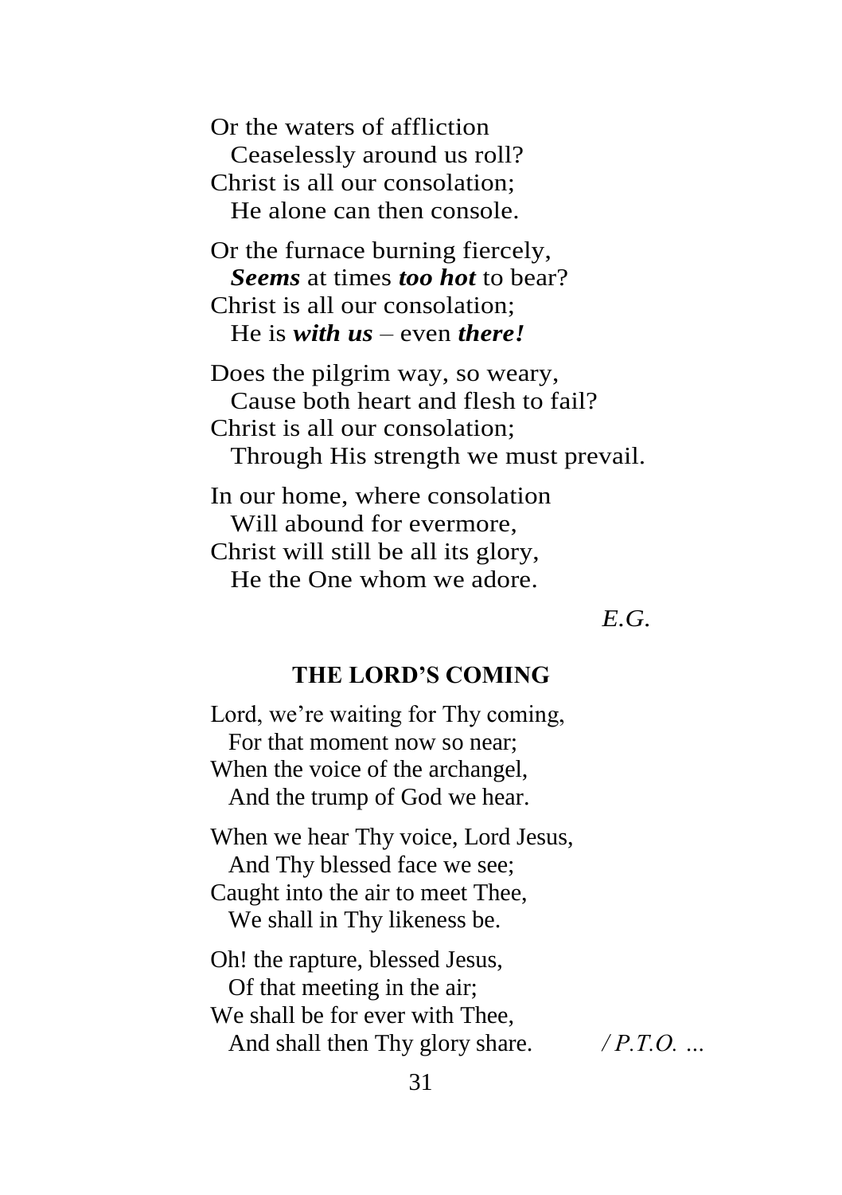Or the waters of affliction  
  Ceaselessly around us roll?  
Christ is all our consolation;  
  He alone can then console.

Or the furnace burning fiercely,  
  ***Seems*** at times ***too hot*** to bear?  
Christ is all our consolation;  
  He is ***with us*** – even ***there!***

Does the pilgrim way, so weary,  
  Cause both heart and flesh to fail?  
Christ is all our consolation;  
  Through His strength we must prevail.

In our home, where consolation  
  Will abound for evermore,  
Christ will still be all its glory,  
  He the One whom we adore.

*E.G.*

## THE LORD'S COMING

Lord, we're waiting for Thy coming,  
  For that moment now so near;  
When the voice of the archangel,  
  And the trump of God we hear.

When we hear Thy voice, Lord Jesus,  
  And Thy blessed face we see;  
Caught into the air to meet Thee,  
  We shall in Thy likeness be.

Oh! the rapture, blessed Jesus,  
  Of that meeting in the air;  
We shall be for ever with Thee,  
  And shall then Thy glory share.

*/ P.T.O. …*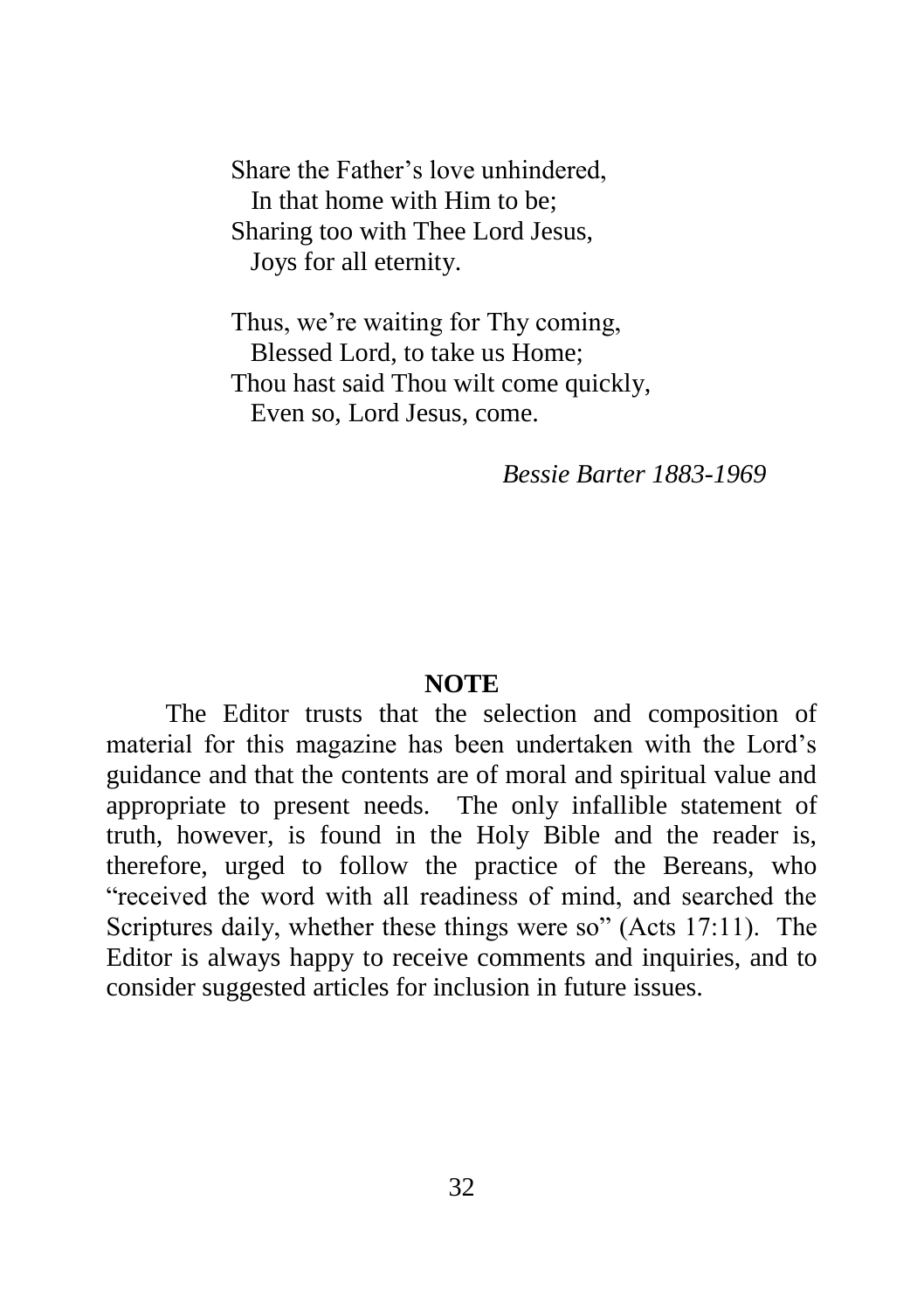Share the Father's love unhindered,  
  In that home with Him to be;  
Sharing too with Thee Lord Jesus,  
  Joys for all eternity.

Thus, we're waiting for Thy coming,  
  Blessed Lord, to take us Home;  
Thou hast said Thou wilt come quickly,  
  Even so, Lord Jesus, come.

*Bessie Barter 1883-1969*

**NOTE**

The Editor trusts that the selection and composition of material for this magazine has been undertaken with the Lord's guidance and that the contents are of moral and spiritual value and appropriate to present needs. The only infallible statement of truth, however, is found in the Holy Bible and the reader is, therefore, urged to follow the practice of the Bereans, who "received the word with all readiness of mind, and searched the Scriptures daily, whether these things were so" (Acts 17:11). The Editor is always happy to receive comments and inquiries, and to consider suggested articles for inclusion in future issues.